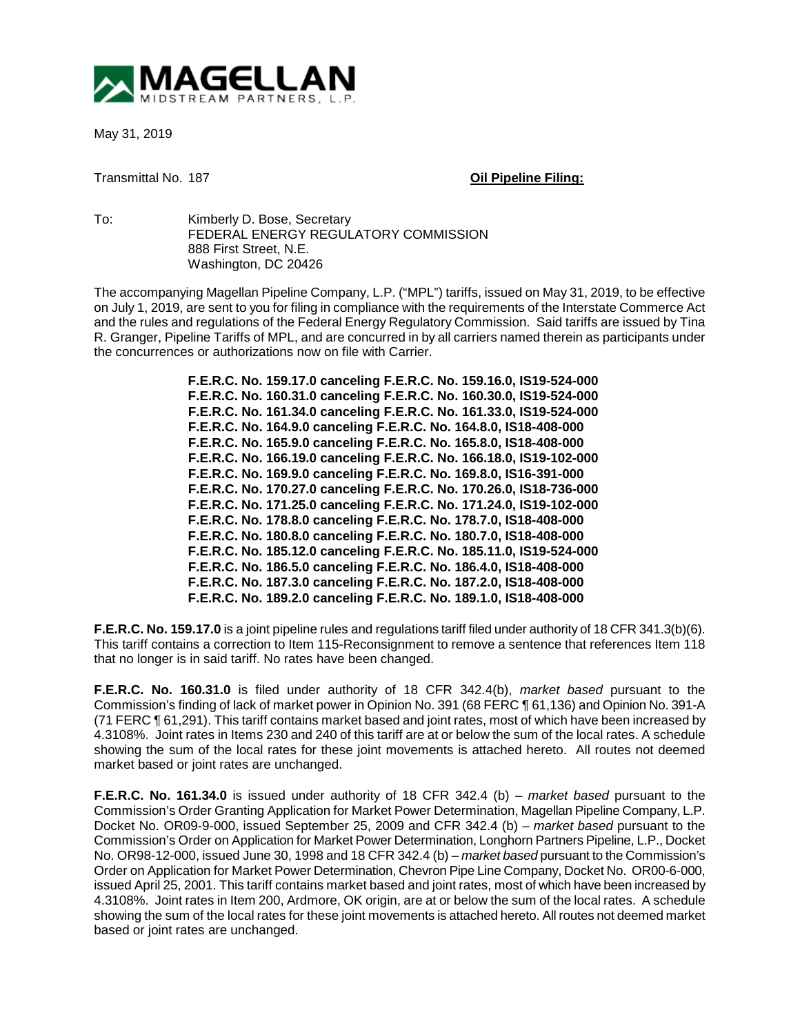**MAGELLAN**
MIDSTREAM PARTNERS, L.P.

May 31, 2019

Transmittal No. 187 **Oil Pipeline Filing:**

To: Kimberly D. Bose, Secretary
FEDERAL ENERGY REGULATORY COMMISSION
888 First Street, N.E.
Washington, DC 20426

The accompanying Magellan Pipeline Company, L.P. ("MPL") tariffs, issued on May 31, 2019, to be effective on July 1, 2019, are sent to you for filing in compliance with the requirements of the Interstate Commerce Act and the rules and regulations of the Federal Energy Regulatory Commission. Said tariffs are issued by Tina R. Granger, Pipeline Tariffs of MPL, and are concurred in by all carriers named therein as participants under the concurrences or authorizations now on file with Carrier.

**F.E.R.C. No. 159.17.0 canceling F.E.R.C. No. 159.16.0, IS19-524-000**
**F.E.R.C. No. 160.31.0 canceling F.E.R.C. No. 160.30.0, IS19-524-000**
**F.E.R.C. No. 161.34.0 canceling F.E.R.C. No. 161.33.0, IS19-524-000**
**F.E.R.C. No. 164.9.0 canceling F.E.R.C. No. 164.8.0, IS18-408-000**
**F.E.R.C. No. 165.9.0 canceling F.E.R.C. No. 165.8.0, IS18-408-000**
**F.E.R.C. No. 166.19.0 canceling F.E.R.C. No. 166.18.0, IS19-102-000**
**F.E.R.C. No. 169.9.0 canceling F.E.R.C. No. 169.8.0, IS16-391-000**
**F.E.R.C. No. 170.27.0 canceling F.E.R.C. No. 170.26.0, IS18-736-000**
**F.E.R.C. No. 171.25.0 canceling F.E.R.C. No. 171.24.0, IS19-102-000**
**F.E.R.C. No. 178.8.0 canceling F.E.R.C. No. 178.7.0, IS18-408-000**
**F.E.R.C. No. 180.8.0 canceling F.E.R.C. No. 180.7.0, IS18-408-000**
**F.E.R.C. No. 185.12.0 canceling F.E.R.C. No. 185.11.0, IS19-524-000**
**F.E.R.C. No. 186.5.0 canceling F.E.R.C. No. 186.4.0, IS18-408-000**
**F.E.R.C. No. 187.3.0 canceling F.E.R.C. No. 187.2.0, IS18-408-000**
**F.E.R.C. No. 189.2.0 canceling F.E.R.C. No. 189.1.0, IS18-408-000**

**F.E.R.C. No. 159.17.0** is a joint pipeline rules and regulations tariff filed under authority of 18 CFR 341.3(b)(6). This tariff contains a correction to Item 115-Reconsignment to remove a sentence that references Item 118 that no longer is in said tariff. No rates have been changed.

**F.E.R.C. No. 160.31.0** is filed under authority of 18 CFR 342.4(b), *market based* pursuant to the Commission's finding of lack of market power in Opinion No. 391 (68 FERC ¶ 61,136) and Opinion No. 391-A (71 FERC ¶ 61,291). This tariff contains market based and joint rates, most of which have been increased by 4.3108%. Joint rates in Items 230 and 240 of this tariff are at or below the sum of the local rates. A schedule showing the sum of the local rates for these joint movements is attached hereto. All routes not deemed market based or joint rates are unchanged.

**F.E.R.C. No. 161.34.0** is issued under authority of 18 CFR 342.4 (b) – *market based* pursuant to the Commission's Order Granting Application for Market Power Determination, Magellan Pipeline Company, L.P. Docket No. OR09-9-000, issued September 25, 2009 and CFR 342.4 (b) – *market based* pursuant to the Commission's Order on Application for Market Power Determination, Longhorn Partners Pipeline, L.P., Docket No. OR98-12-000, issued June 30, 1998 and 18 CFR 342.4 (b) – *market based* pursuant to the Commission's Order on Application for Market Power Determination, Chevron Pipe Line Company, Docket No. OR00-6-000, issued April 25, 2001. This tariff contains market based and joint rates, most of which have been increased by 4.3108%. Joint rates in Item 200, Ardmore, OK origin, are at or below the sum of the local rates. A schedule showing the sum of the local rates for these joint movements is attached hereto. All routes not deemed market based or joint rates are unchanged.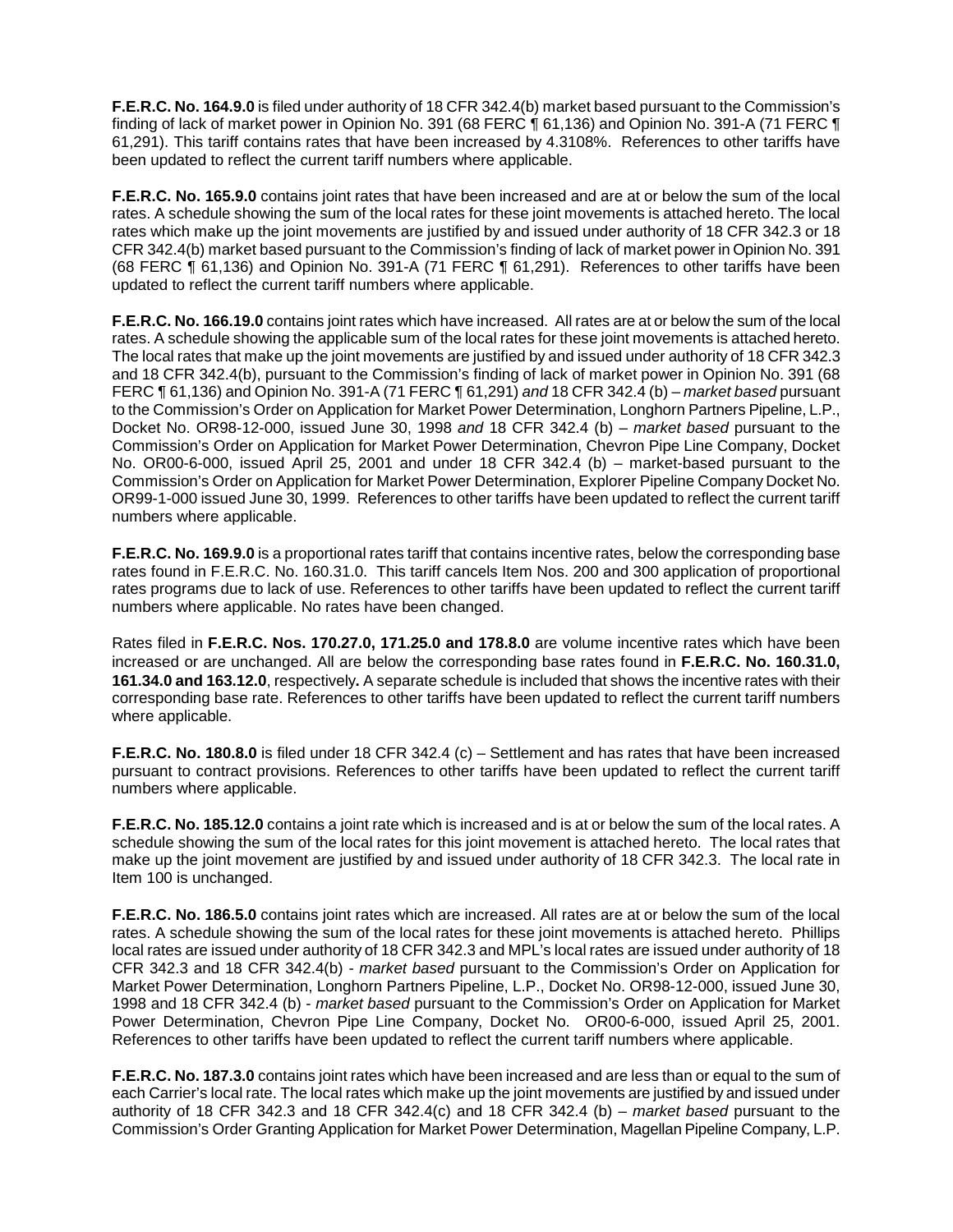**F.E.R.C. No. 164.9.0** is filed under authority of 18 CFR 342.4(b) market based pursuant to the Commission's finding of lack of market power in Opinion No. 391 (68 FERC ¶ 61,136) and Opinion No. 391-A (71 FERC ¶ 61,291). This tariff contains rates that have been increased by 4.3108%. References to other tariffs have been updated to reflect the current tariff numbers where applicable.

**F.E.R.C. No. 165.9.0** contains joint rates that have been increased and are at or below the sum of the local rates. A schedule showing the sum of the local rates for these joint movements is attached hereto. The local rates which make up the joint movements are justified by and issued under authority of 18 CFR 342.3 or 18 CFR 342.4(b) market based pursuant to the Commission's finding of lack of market power in Opinion No. 391 (68 FERC ¶ 61,136) and Opinion No. 391-A (71 FERC ¶ 61,291). References to other tariffs have been updated to reflect the current tariff numbers where applicable.

**F.E.R.C. No. 166.19.0** contains joint rates which have increased. All rates are at or below the sum of the local rates. A schedule showing the applicable sum of the local rates for these joint movements is attached hereto. The local rates that make up the joint movements are justified by and issued under authority of 18 CFR 342.3 and 18 CFR 342.4(b), pursuant to the Commission's finding of lack of market power in Opinion No. 391 (68 FERC ¶ 61,136) and Opinion No. 391-A (71 FERC ¶ 61,291) *and* 18 CFR 342.4 (b) – *market based* pursuant to the Commission's Order on Application for Market Power Determination, Longhorn Partners Pipeline, L.P., Docket No. OR98-12-000, issued June 30, 1998 *and* 18 CFR 342.4 (b) – *market based* pursuant to the Commission's Order on Application for Market Power Determination, Chevron Pipe Line Company, Docket No. OR00-6-000, issued April 25, 2001 and under 18 CFR 342.4 (b) – market-based pursuant to the Commission's Order on Application for Market Power Determination, Explorer Pipeline Company Docket No. OR99-1-000 issued June 30, 1999. References to other tariffs have been updated to reflect the current tariff numbers where applicable.

**F.E.R.C. No. 169.9.0** is a proportional rates tariff that contains incentive rates, below the corresponding base rates found in F.E.R.C. No. 160.31.0. This tariff cancels Item Nos. 200 and 300 application of proportional rates programs due to lack of use. References to other tariffs have been updated to reflect the current tariff numbers where applicable. No rates have been changed.

Rates filed in **F.E.R.C. Nos. 170.27.0, 171.25.0 and 178.8.0** are volume incentive rates which have been increased or are unchanged. All are below the corresponding base rates found in **F.E.R.C. No. 160.31.0, 161.34.0 and 163.12.0**, respectively**.** A separate schedule is included that shows the incentive rates with their corresponding base rate. References to other tariffs have been updated to reflect the current tariff numbers where applicable.

**F.E.R.C. No. 180.8.0** is filed under 18 CFR 342.4 (c) – Settlement and has rates that have been increased pursuant to contract provisions. References to other tariffs have been updated to reflect the current tariff numbers where applicable.

**F.E.R.C. No. 185.12.0** contains a joint rate which is increased and is at or below the sum of the local rates. A schedule showing the sum of the local rates for this joint movement is attached hereto. The local rates that make up the joint movement are justified by and issued under authority of 18 CFR 342.3. The local rate in Item 100 is unchanged.

**F.E.R.C. No. 186.5.0** contains joint rates which are increased. All rates are at or below the sum of the local rates. A schedule showing the sum of the local rates for these joint movements is attached hereto. Phillips local rates are issued under authority of 18 CFR 342.3 and MPL's local rates are issued under authority of 18 CFR 342.3 and 18 CFR 342.4(b) - *market based* pursuant to the Commission's Order on Application for Market Power Determination, Longhorn Partners Pipeline, L.P., Docket No. OR98-12-000, issued June 30, 1998 and 18 CFR 342.4 (b) - *market based* pursuant to the Commission's Order on Application for Market Power Determination, Chevron Pipe Line Company, Docket No. OR00-6-000, issued April 25, 2001. References to other tariffs have been updated to reflect the current tariff numbers where applicable.

**F.E.R.C. No. 187.3.0** contains joint rates which have been increased and are less than or equal to the sum of each Carrier's local rate. The local rates which make up the joint movements are justified by and issued under authority of 18 CFR 342.3 and 18 CFR 342.4(c) and 18 CFR 342.4 (b) – *market based* pursuant to the Commission's Order Granting Application for Market Power Determination, Magellan Pipeline Company, L.P.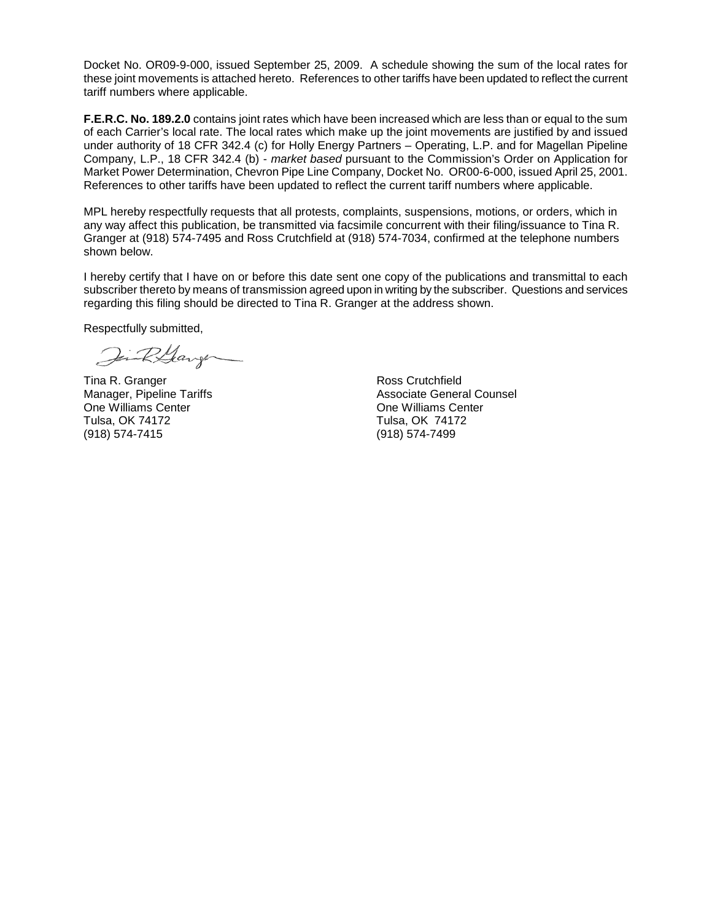Docket No. OR09-9-000, issued September 25, 2009. A schedule showing the sum of the local rates for these joint movements is attached hereto. References to other tariffs have been updated to reflect the current tariff numbers where applicable.

**F.E.R.C. No. 189.2.0** contains joint rates which have been increased which are less than or equal to the sum of each Carrier's local rate. The local rates which make up the joint movements are justified by and issued under authority of 18 CFR 342.4 (c) for Holly Energy Partners – Operating, L.P. and for Magellan Pipeline Company, L.P., 18 CFR 342.4 (b) - *market based* pursuant to the Commission's Order on Application for Market Power Determination, Chevron Pipe Line Company, Docket No. OR00-6-000, issued April 25, 2001. References to other tariffs have been updated to reflect the current tariff numbers where applicable.

MPL hereby respectfully requests that all protests, complaints, suspensions, motions, or orders, which in any way affect this publication, be transmitted via facsimile concurrent with their filing/issuance to Tina R. Granger at (918) 574-7495 and Ross Crutchfield at (918) 574-7034, confirmed at the telephone numbers shown below.

I hereby certify that I have on or before this date sent one copy of the publications and transmittal to each subscriber thereto by means of transmission agreed upon in writing by the subscriber. Questions and services regarding this filing should be directed to Tina R. Granger at the address shown.

Respectfully submitted,

Tina R. Granger
Manager, Pipeline Tariffs
One Williams Center
Tulsa, OK 74172
(918) 574-7415

Ross Crutchfield
Associate General Counsel
One Williams Center
Tulsa, OK 74172
(918) 574-7499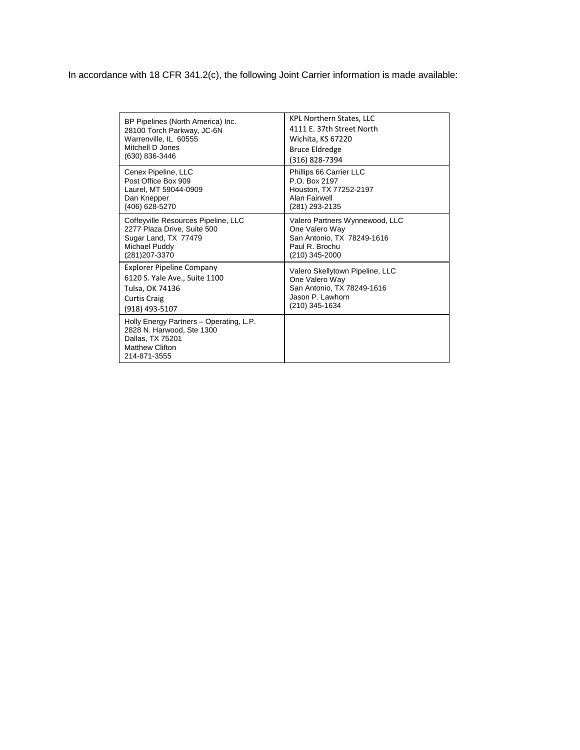In accordance with 18 CFR 341.2(c), the following Joint Carrier information is made available:

| | |
|---|---|
| BP Pipelines (North America) Inc.<br>28100 Torch Parkway, JC-6N<br>Warrenville, IL 60555<br>Mitchell D Jones<br>(630) 836-3446 | KPL Northern States, LLC<br>4111 E. 37th Street North<br>Wichita, KS 67220<br>Bruce Eldredge<br>(316) 828-7394 |
| Cenex Pipeline, LLC<br>Post Office Box 909<br>Laurel, MT 59044-0909<br>Dan Knepper<br>(406) 628-5270 | Phillips 66 Carrier LLC<br>P.O. Box 2197<br>Houston, TX 77252-2197<br>Alan Fairwell<br>(281) 293-2135 |
| Coffeyville Resources Pipeline, LLC<br>2277 Plaza Drive, Suite 500<br>Sugar Land, TX 77479<br>Michael Puddy<br>(281)207-3370 | Valero Partners Wynnewood, LLC<br>One Valero Way<br>San Antonio, TX 78249-1616<br>Paul R. Brochu<br>(210) 345-2000 |
| Explorer Pipeline Company<br>6120 S. Yale Ave., Suite 1100<br>Tulsa, OK 74136<br>Curtis Craig<br>(918) 493-5107 | Valero Skellytown Pipeline, LLC<br>One Valero Way<br>San Antonio, TX 78249-1616<br>Jason P. Lawhorn<br>(210) 345-1634 |
| Holly Energy Partners – Operating, L.P.<br>2828 N. Harwood, Ste 1300<br>Dallas, TX 75201<br>Matthew Clifton<br>214-871-3555 | |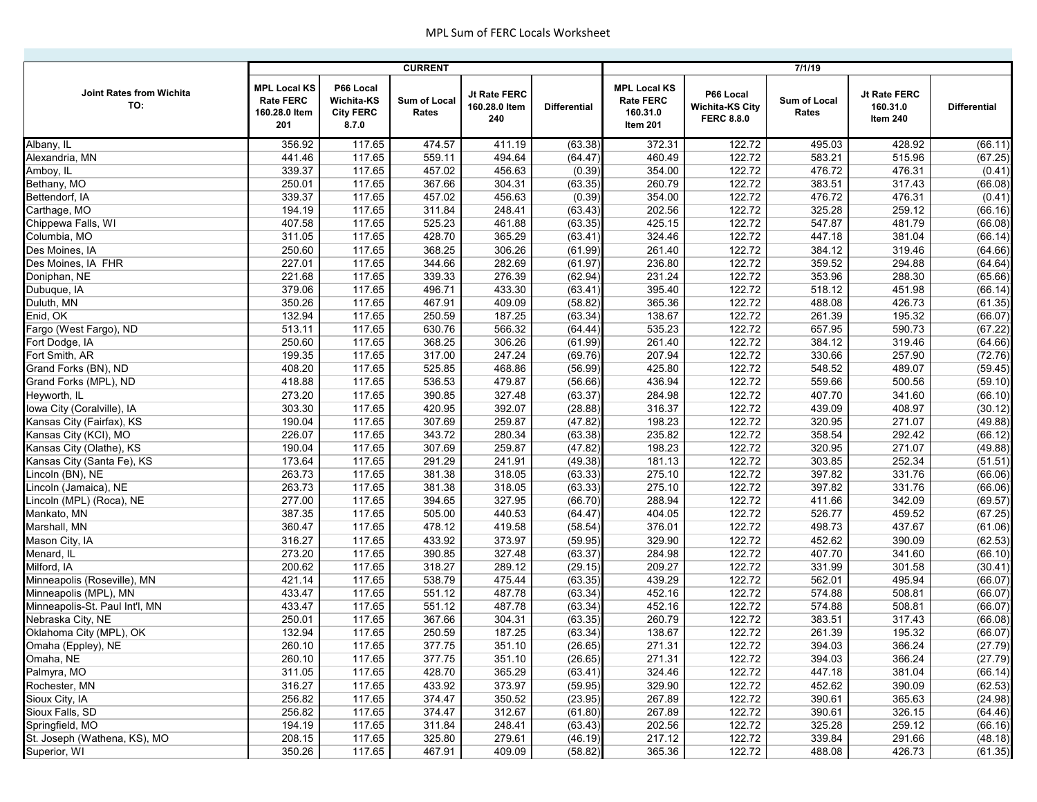# MPL Sum of FERC Locals Worksheet

| Joint Rates from Wichita TO: | CURRENT | | | | | 7/1/19 | | | | |
|---|---|---|---|---|---|---|---|---|---|---|
| | MPL Local KS Rate FERC 160.28.0 Item 201 | P66 Local Wichita-KS City FERC 8.7.0 | Sum of Local Rates | Jt Rate FERC 160.28.0 Item 240 | Differential | MPL Local KS Rate FERC 160.31.0 Item 201 | P66 Local Wichita-KS City FERC 8.8.0 | Sum of Local Rates | Jt Rate FERC 160.31.0 Item 240 | Differential |
| Albany, IL | 356.92 | 117.65 | 474.57 | 411.19 | (63.38) | 372.31 | 122.72 | 495.03 | 428.92 | (66.11) |
| Alexandria, MN | 441.46 | 117.65 | 559.11 | 494.64 | (64.47) | 460.49 | 122.72 | 583.21 | 515.96 | (67.25) |
| Amboy, IL | 339.37 | 117.65 | 457.02 | 456.63 | (0.39) | 354.00 | 122.72 | 476.72 | 476.31 | (0.41) |
| Bethany, MO | 250.01 | 117.65 | 367.66 | 304.31 | (63.35) | 260.79 | 122.72 | 383.51 | 317.43 | (66.08) |
| Bettendorf, IA | 339.37 | 117.65 | 457.02 | 456.63 | (0.39) | 354.00 | 122.72 | 476.72 | 476.31 | (0.41) |
| Carthage, MO | 194.19 | 117.65 | 311.84 | 248.41 | (63.43) | 202.56 | 122.72 | 325.28 | 259.12 | (66.16) |
| Chippewa Falls, WI | 407.58 | 117.65 | 525.23 | 461.88 | (63.35) | 425.15 | 122.72 | 547.87 | 481.79 | (66.08) |
| Columbia, MO | 311.05 | 117.65 | 428.70 | 365.29 | (63.41) | 324.46 | 122.72 | 447.18 | 381.04 | (66.14) |
| Des Moines, IA | 250.60 | 117.65 | 368.25 | 306.26 | (61.99) | 261.40 | 122.72 | 384.12 | 319.46 | (64.66) |
| Des Moines, IA FHR | 227.01 | 117.65 | 344.66 | 282.69 | (61.97) | 236.80 | 122.72 | 359.52 | 294.88 | (64.64) |
| Doniphan, NE | 221.68 | 117.65 | 339.33 | 276.39 | (62.94) | 231.24 | 122.72 | 353.96 | 288.30 | (65.66) |
| Dubuque, IA | 379.06 | 117.65 | 496.71 | 433.30 | (63.41) | 395.40 | 122.72 | 518.12 | 451.98 | (66.14) |
| Duluth, MN | 350.26 | 117.65 | 467.91 | 409.09 | (58.82) | 365.36 | 122.72 | 488.08 | 426.73 | (61.35) |
| Enid, OK | 132.94 | 117.65 | 250.59 | 187.25 | (63.34) | 138.67 | 122.72 | 261.39 | 195.32 | (66.07) |
| Fargo (West Fargo), ND | 513.11 | 117.65 | 630.76 | 566.32 | (64.44) | 535.23 | 122.72 | 657.95 | 590.73 | (67.22) |
| Fort Dodge, IA | 250.60 | 117.65 | 368.25 | 306.26 | (61.99) | 261.40 | 122.72 | 384.12 | 319.46 | (64.66) |
| Fort Smith, AR | 199.35 | 117.65 | 317.00 | 247.24 | (69.76) | 207.94 | 122.72 | 330.66 | 257.90 | (72.76) |
| Grand Forks (BN), ND | 408.20 | 117.65 | 525.85 | 468.86 | (56.99) | 425.80 | 122.72 | 548.52 | 489.07 | (59.45) |
| Grand Forks (MPL), ND | 418.88 | 117.65 | 536.53 | 479.87 | (56.66) | 436.94 | 122.72 | 559.66 | 500.56 | (59.10) |
| Heyworth, IL | 273.20 | 117.65 | 390.85 | 327.48 | (63.37) | 284.98 | 122.72 | 407.70 | 341.60 | (66.10) |
| Iowa City (Coralville), IA | 303.30 | 117.65 | 420.95 | 392.07 | (28.88) | 316.37 | 122.72 | 439.09 | 408.97 | (30.12) |
| Kansas City (Fairfax), KS | 190.04 | 117.65 | 307.69 | 259.87 | (47.82) | 198.23 | 122.72 | 320.95 | 271.07 | (49.88) |
| Kansas City (KCI), MO | 226.07 | 117.65 | 343.72 | 280.34 | (63.38) | 235.82 | 122.72 | 358.54 | 292.42 | (66.12) |
| Kansas City (Olathe), KS | 190.04 | 117.65 | 307.69 | 259.87 | (47.82) | 198.23 | 122.72 | 320.95 | 271.07 | (49.88) |
| Kansas City (Santa Fe), KS | 173.64 | 117.65 | 291.29 | 241.91 | (49.38) | 181.13 | 122.72 | 303.85 | 252.34 | (51.51) |
| Lincoln (BN), NE | 263.73 | 117.65 | 381.38 | 318.05 | (63.33) | 275.10 | 122.72 | 397.82 | 331.76 | (66.06) |
| Lincoln (Jamaica), NE | 263.73 | 117.65 | 381.38 | 318.05 | (63.33) | 275.10 | 122.72 | 397.82 | 331.76 | (66.06) |
| Lincoln (MPL) (Roca), NE | 277.00 | 117.65 | 394.65 | 327.95 | (66.70) | 288.94 | 122.72 | 411.66 | 342.09 | (69.57) |
| Mankato, MN | 387.35 | 117.65 | 505.00 | 440.53 | (64.47) | 404.05 | 122.72 | 526.77 | 459.52 | (67.25) |
| Marshall, MN | 360.47 | 117.65 | 478.12 | 419.58 | (58.54) | 376.01 | 122.72 | 498.73 | 437.67 | (61.06) |
| Mason City, IA | 316.27 | 117.65 | 433.92 | 373.97 | (59.95) | 329.90 | 122.72 | 452.62 | 390.09 | (62.53) |
| Menard, IL | 273.20 | 117.65 | 390.85 | 327.48 | (63.37) | 284.98 | 122.72 | 407.70 | 341.60 | (66.10) |
| Milford, IA | 200.62 | 117.65 | 318.27 | 289.12 | (29.15) | 209.27 | 122.72 | 331.99 | 301.58 | (30.41) |
| Minneapolis (Roseville), MN | 421.14 | 117.65 | 538.79 | 475.44 | (63.35) | 439.29 | 122.72 | 562.01 | 495.94 | (66.07) |
| Minneapolis (MPL), MN | 433.47 | 117.65 | 551.12 | 487.78 | (63.34) | 452.16 | 122.72 | 574.88 | 508.81 | (66.07) |
| Minneapolis-St. Paul Int'l, MN | 433.47 | 117.65 | 551.12 | 487.78 | (63.34) | 452.16 | 122.72 | 574.88 | 508.81 | (66.07) |
| Nebraska City, NE | 250.01 | 117.65 | 367.66 | 304.31 | (63.35) | 260.79 | 122.72 | 383.51 | 317.43 | (66.08) |
| Oklahoma City (MPL), OK | 132.94 | 117.65 | 250.59 | 187.25 | (63.34) | 138.67 | 122.72 | 261.39 | 195.32 | (66.07) |
| Omaha (Eppley), NE | 260.10 | 117.65 | 377.75 | 351.10 | (26.65) | 271.31 | 122.72 | 394.03 | 366.24 | (27.79) |
| Omaha, NE | 260.10 | 117.65 | 377.75 | 351.10 | (26.65) | 271.31 | 122.72 | 394.03 | 366.24 | (27.79) |
| Palmyra, MO | 311.05 | 117.65 | 428.70 | 365.29 | (63.41) | 324.46 | 122.72 | 447.18 | 381.04 | (66.14) |
| Rochester, MN | 316.27 | 117.65 | 433.92 | 373.97 | (59.95) | 329.90 | 122.72 | 452.62 | 390.09 | (62.53) |
| Sioux City, IA | 256.82 | 117.65 | 374.47 | 350.52 | (23.95) | 267.89 | 122.72 | 390.61 | 365.63 | (24.98) |
| Sioux Falls, SD | 256.82 | 117.65 | 374.47 | 312.67 | (61.80) | 267.89 | 122.72 | 390.61 | 326.15 | (64.46) |
| Springfield, MO | 194.19 | 117.65 | 311.84 | 248.41 | (63.43) | 202.56 | 122.72 | 325.28 | 259.12 | (66.16) |
| St. Joseph (Wathena, KS), MO | 208.15 | 117.65 | 325.80 | 279.61 | (46.19) | 217.12 | 122.72 | 339.84 | 291.66 | (48.18) |
| Superior, WI | 350.26 | 117.65 | 467.91 | 409.09 | (58.82) | 365.36 | 122.72 | 488.08 | 426.73 | (61.35) |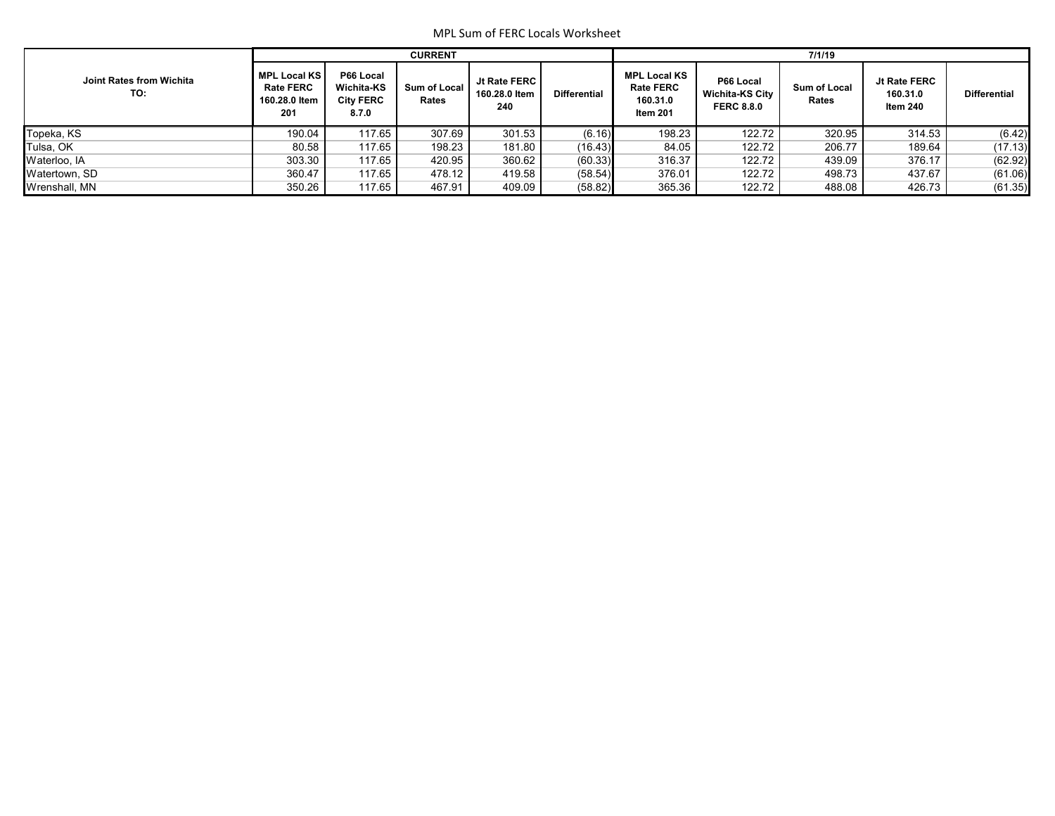MPL Sum of FERC Locals Worksheet

| Joint Rates from Wichita TO: | CURRENT | | | | | 7/1/19 | | | | |
|---|---|---|---|---|---|---|---|---|---|---|
| | MPL Local KS Rate FERC 160.28.0 Item 201 | P66 Local Wichita-KS City FERC 8.7.0 | Sum of Local Rates | Jt Rate FERC 160.28.0 Item 240 | Differential | MPL Local KS Rate FERC 160.31.0 Item 201 | P66 Local Wichita-KS City FERC 8.8.0 | Sum of Local Rates | Jt Rate FERC 160.31.0 Item 240 | Differential |
| Topeka, KS | 190.04 | 117.65 | 307.69 | 301.53 | (6.16) | 198.23 | 122.72 | 320.95 | 314.53 | (6.42) |
| Tulsa, OK | 80.58 | 117.65 | 198.23 | 181.80 | (16.43) | 84.05 | 122.72 | 206.77 | 189.64 | (17.13) |
| Waterloo, IA | 303.30 | 117.65 | 420.95 | 360.62 | (60.33) | 316.37 | 122.72 | 439.09 | 376.17 | (62.92) |
| Watertown, SD | 360.47 | 117.65 | 478.12 | 419.58 | (58.54) | 376.01 | 122.72 | 498.73 | 437.67 | (61.06) |
| Wrenshall, MN | 350.26 | 117.65 | 467.91 | 409.09 | (58.82) | 365.36 | 122.72 | 488.08 | 426.73 | (61.35) |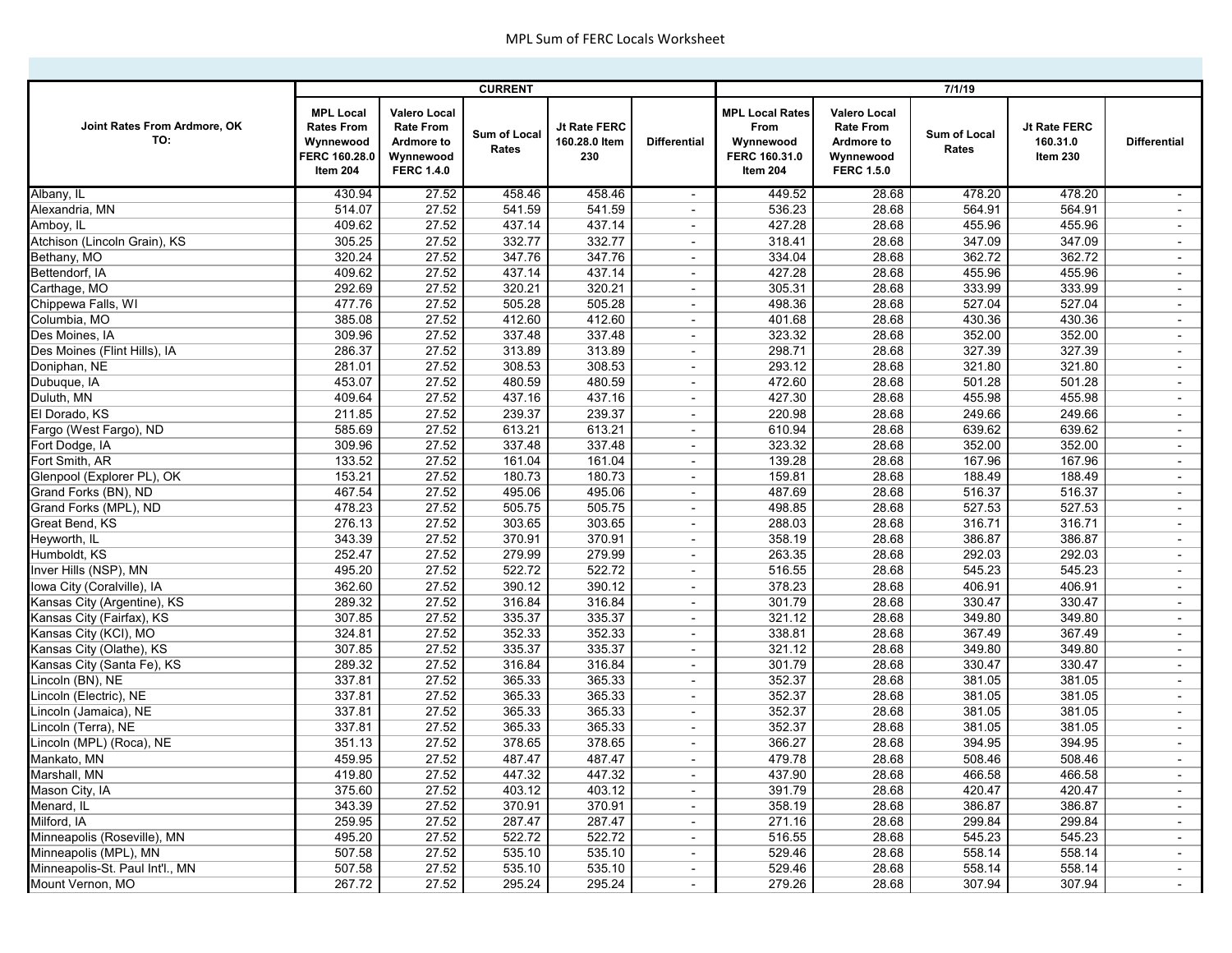# MPL Sum of FERC Locals Worksheet

| Joint Rates From Ardmore, OK TO: | CURRENT | | | | | 7/1/19 | | | | |
|---|---|---|---|---|---|---|---|---|---|---|
| | MPL Local Rates From Wynnewood FERC 160.28.0 Item 204 | Valero Local Rate From Ardmore to Wynnewood FERC 1.4.0 | Sum of Local Rates | Jt Rate FERC 160.28.0 Item 230 | Differential | MPL Local Rates From Wynnewood FERC 160.31.0 Item 204 | Valero Local Rate From Ardmore to Wynnewood FERC 1.5.0 | Sum of Local Rates | Jt Rate FERC 160.31.0 Item 230 | Differential |
| Albany, IL | 430.94 | 27.52 | 458.46 | 458.46 | - | 449.52 | 28.68 | 478.20 | 478.20 | - |
| Alexandria, MN | 514.07 | 27.52 | 541.59 | 541.59 | - | 536.23 | 28.68 | 564.91 | 564.91 | - |
| Amboy, IL | 409.62 | 27.52 | 437.14 | 437.14 | - | 427.28 | 28.68 | 455.96 | 455.96 | - |
| Atchison (Lincoln Grain), KS | 305.25 | 27.52 | 332.77 | 332.77 | - | 318.41 | 28.68 | 347.09 | 347.09 | - |
| Bethany, MO | 320.24 | 27.52 | 347.76 | 347.76 | - | 334.04 | 28.68 | 362.72 | 362.72 | - |
| Bettendorf, IA | 409.62 | 27.52 | 437.14 | 437.14 | - | 427.28 | 28.68 | 455.96 | 455.96 | - |
| Carthage, MO | 292.69 | 27.52 | 320.21 | 320.21 | - | 305.31 | 28.68 | 333.99 | 333.99 | - |
| Chippewa Falls, WI | 477.76 | 27.52 | 505.28 | 505.28 | - | 498.36 | 28.68 | 527.04 | 527.04 | - |
| Columbia, MO | 385.08 | 27.52 | 412.60 | 412.60 | - | 401.68 | 28.68 | 430.36 | 430.36 | - |
| Des Moines, IA | 309.96 | 27.52 | 337.48 | 337.48 | - | 323.32 | 28.68 | 352.00 | 352.00 | - |
| Des Moines (Flint Hills), IA | 286.37 | 27.52 | 313.89 | 313.89 | - | 298.71 | 28.68 | 327.39 | 327.39 | - |
| Doniphan, NE | 281.01 | 27.52 | 308.53 | 308.53 | - | 293.12 | 28.68 | 321.80 | 321.80 | - |
| Dubuque, IA | 453.07 | 27.52 | 480.59 | 480.59 | - | 472.60 | 28.68 | 501.28 | 501.28 | - |
| Duluth, MN | 409.64 | 27.52 | 437.16 | 437.16 | - | 427.30 | 28.68 | 455.98 | 455.98 | - |
| El Dorado, KS | 211.85 | 27.52 | 239.37 | 239.37 | - | 220.98 | 28.68 | 249.66 | 249.66 | - |
| Fargo (West Fargo), ND | 585.69 | 27.52 | 613.21 | 613.21 | - | 610.94 | 28.68 | 639.62 | 639.62 | - |
| Fort Dodge, IA | 309.96 | 27.52 | 337.48 | 337.48 | - | 323.32 | 28.68 | 352.00 | 352.00 | - |
| Fort Smith, AR | 133.52 | 27.52 | 161.04 | 161.04 | - | 139.28 | 28.68 | 167.96 | 167.96 | - |
| Glenpool (Explorer PL), OK | 153.21 | 27.52 | 180.73 | 180.73 | - | 159.81 | 28.68 | 188.49 | 188.49 | - |
| Grand Forks (BN), ND | 467.54 | 27.52 | 495.06 | 495.06 | - | 487.69 | 28.68 | 516.37 | 516.37 | - |
| Grand Forks (MPL), ND | 478.23 | 27.52 | 505.75 | 505.75 | - | 498.85 | 28.68 | 527.53 | 527.53 | - |
| Great Bend, KS | 276.13 | 27.52 | 303.65 | 303.65 | - | 288.03 | 28.68 | 316.71 | 316.71 | - |
| Heyworth, IL | 343.39 | 27.52 | 370.91 | 370.91 | - | 358.19 | 28.68 | 386.87 | 386.87 | - |
| Humboldt, KS | 252.47 | 27.52 | 279.99 | 279.99 | - | 263.35 | 28.68 | 292.03 | 292.03 | - |
| Inver Hills (NSP), MN | 495.20 | 27.52 | 522.72 | 522.72 | - | 516.55 | 28.68 | 545.23 | 545.23 | - |
| Iowa City (Coralville), IA | 362.60 | 27.52 | 390.12 | 390.12 | - | 378.23 | 28.68 | 406.91 | 406.91 | - |
| Kansas City (Argentine), KS | 289.32 | 27.52 | 316.84 | 316.84 | - | 301.79 | 28.68 | 330.47 | 330.47 | - |
| Kansas City (Fairfax), KS | 307.85 | 27.52 | 335.37 | 335.37 | - | 321.12 | 28.68 | 349.80 | 349.80 | - |
| Kansas City (KCI), MO | 324.81 | 27.52 | 352.33 | 352.33 | - | 338.81 | 28.68 | 367.49 | 367.49 | - |
| Kansas City (Olathe), KS | 307.85 | 27.52 | 335.37 | 335.37 | - | 321.12 | 28.68 | 349.80 | 349.80 | - |
| Kansas City (Santa Fe), KS | 289.32 | 27.52 | 316.84 | 316.84 | - | 301.79 | 28.68 | 330.47 | 330.47 | - |
| Lincoln (BN), NE | 337.81 | 27.52 | 365.33 | 365.33 | - | 352.37 | 28.68 | 381.05 | 381.05 | - |
| Lincoln (Electric), NE | 337.81 | 27.52 | 365.33 | 365.33 | - | 352.37 | 28.68 | 381.05 | 381.05 | - |
| Lincoln (Jamaica), NE | 337.81 | 27.52 | 365.33 | 365.33 | - | 352.37 | 28.68 | 381.05 | 381.05 | - |
| Lincoln (Terra), NE | 337.81 | 27.52 | 365.33 | 365.33 | - | 352.37 | 28.68 | 381.05 | 381.05 | - |
| Lincoln (MPL) (Roca), NE | 351.13 | 27.52 | 378.65 | 378.65 | - | 366.27 | 28.68 | 394.95 | 394.95 | - |
| Mankato, MN | 459.95 | 27.52 | 487.47 | 487.47 | - | 479.78 | 28.68 | 508.46 | 508.46 | - |
| Marshall, MN | 419.80 | 27.52 | 447.32 | 447.32 | - | 437.90 | 28.68 | 466.58 | 466.58 | - |
| Mason City, IA | 375.60 | 27.52 | 403.12 | 403.12 | - | 391.79 | 28.68 | 420.47 | 420.47 | - |
| Menard, IL | 343.39 | 27.52 | 370.91 | 370.91 | - | 358.19 | 28.68 | 386.87 | 386.87 | - |
| Milford, IA | 259.95 | 27.52 | 287.47 | 287.47 | - | 271.16 | 28.68 | 299.84 | 299.84 | - |
| Minneapolis (Roseville), MN | 495.20 | 27.52 | 522.72 | 522.72 | - | 516.55 | 28.68 | 545.23 | 545.23 | - |
| Minneapolis (MPL), MN | 507.58 | 27.52 | 535.10 | 535.10 | - | 529.46 | 28.68 | 558.14 | 558.14 | - |
| Minneapolis-St. Paul Int'l., MN | 507.58 | 27.52 | 535.10 | 535.10 | - | 529.46 | 28.68 | 558.14 | 558.14 | - |
| Mount Vernon, MO | 267.72 | 27.52 | 295.24 | 295.24 | - | 279.26 | 28.68 | 307.94 | 307.94 | - |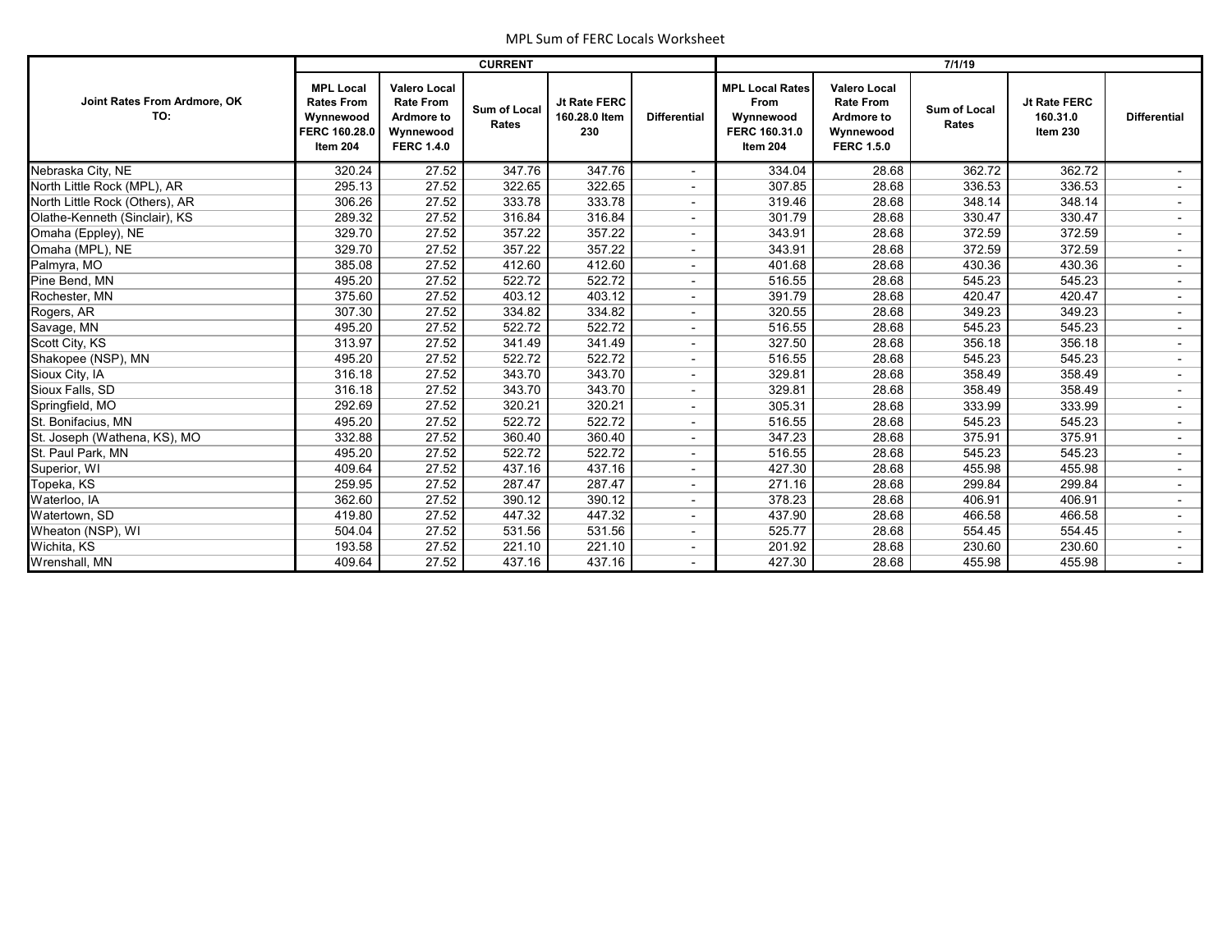MPL Sum of FERC Locals Worksheet

| Joint Rates From Ardmore, OK TO: | CURRENT | | | | | 7/1/19 | | | | |
|---|---|---|---|---|---|---|---|---|---|---|
| | MPL Local Rates From Wynnewood FERC 160.28.0 Item 204 | Valero Local Rate From Ardmore to Wynnewood FERC 1.4.0 | Sum of Local Rates | Jt Rate FERC 160.28.0 Item 230 | Differential | MPL Local Rates From Wynnewood FERC 160.31.0 Item 204 | Valero Local Rate From Ardmore to Wynnewood FERC 1.5.0 | Sum of Local Rates | Jt Rate FERC 160.31.0 Item 230 | Differential |
| Nebraska City, NE | 320.24 | 27.52 | 347.76 | 347.76 | - | 334.04 | 28.68 | 362.72 | 362.72 | - |
| North Little Rock (MPL), AR | 295.13 | 27.52 | 322.65 | 322.65 | - | 307.85 | 28.68 | 336.53 | 336.53 | - |
| North Little Rock (Others), AR | 306.26 | 27.52 | 333.78 | 333.78 | - | 319.46 | 28.68 | 348.14 | 348.14 | - |
| Olathe-Kenneth (Sinclair), KS | 289.32 | 27.52 | 316.84 | 316.84 | - | 301.79 | 28.68 | 330.47 | 330.47 | - |
| Omaha (Eppley), NE | 329.70 | 27.52 | 357.22 | 357.22 | - | 343.91 | 28.68 | 372.59 | 372.59 | - |
| Omaha (MPL), NE | 329.70 | 27.52 | 357.22 | 357.22 | - | 343.91 | 28.68 | 372.59 | 372.59 | - |
| Palmyra, MO | 385.08 | 27.52 | 412.60 | 412.60 | - | 401.68 | 28.68 | 430.36 | 430.36 | - |
| Pine Bend, MN | 495.20 | 27.52 | 522.72 | 522.72 | - | 516.55 | 28.68 | 545.23 | 545.23 | - |
| Rochester, MN | 375.60 | 27.52 | 403.12 | 403.12 | - | 391.79 | 28.68 | 420.47 | 420.47 | - |
| Rogers, AR | 307.30 | 27.52 | 334.82 | 334.82 | - | 320.55 | 28.68 | 349.23 | 349.23 | - |
| Savage, MN | 495.20 | 27.52 | 522.72 | 522.72 | - | 516.55 | 28.68 | 545.23 | 545.23 | - |
| Scott City, KS | 313.97 | 27.52 | 341.49 | 341.49 | - | 327.50 | 28.68 | 356.18 | 356.18 | - |
| Shakopee (NSP), MN | 495.20 | 27.52 | 522.72 | 522.72 | - | 516.55 | 28.68 | 545.23 | 545.23 | - |
| Sioux City, IA | 316.18 | 27.52 | 343.70 | 343.70 | - | 329.81 | 28.68 | 358.49 | 358.49 | - |
| Sioux Falls, SD | 316.18 | 27.52 | 343.70 | 343.70 | - | 329.81 | 28.68 | 358.49 | 358.49 | - |
| Springfield, MO | 292.69 | 27.52 | 320.21 | 320.21 | - | 305.31 | 28.68 | 333.99 | 333.99 | - |
| St. Bonifacius, MN | 495.20 | 27.52 | 522.72 | 522.72 | - | 516.55 | 28.68 | 545.23 | 545.23 | - |
| St. Joseph (Wathena, KS), MO | 332.88 | 27.52 | 360.40 | 360.40 | - | 347.23 | 28.68 | 375.91 | 375.91 | - |
| St. Paul Park, MN | 495.20 | 27.52 | 522.72 | 522.72 | - | 516.55 | 28.68 | 545.23 | 545.23 | - |
| Superior, WI | 409.64 | 27.52 | 437.16 | 437.16 | - | 427.30 | 28.68 | 455.98 | 455.98 | - |
| Topeka, KS | 259.95 | 27.52 | 287.47 | 287.47 | - | 271.16 | 28.68 | 299.84 | 299.84 | - |
| Waterloo, IA | 362.60 | 27.52 | 390.12 | 390.12 | - | 378.23 | 28.68 | 406.91 | 406.91 | - |
| Watertown, SD | 419.80 | 27.52 | 447.32 | 447.32 | - | 437.90 | 28.68 | 466.58 | 466.58 | - |
| Wheaton (NSP), WI | 504.04 | 27.52 | 531.56 | 531.56 | - | 525.77 | 28.68 | 554.45 | 554.45 | - |
| Wichita, KS | 193.58 | 27.52 | 221.10 | 221.10 | - | 201.92 | 28.68 | 230.60 | 230.60 | - |
| Wrenshall, MN | 409.64 | 27.52 | 437.16 | 437.16 | - | 427.30 | 28.68 | 455.98 | 455.98 | - |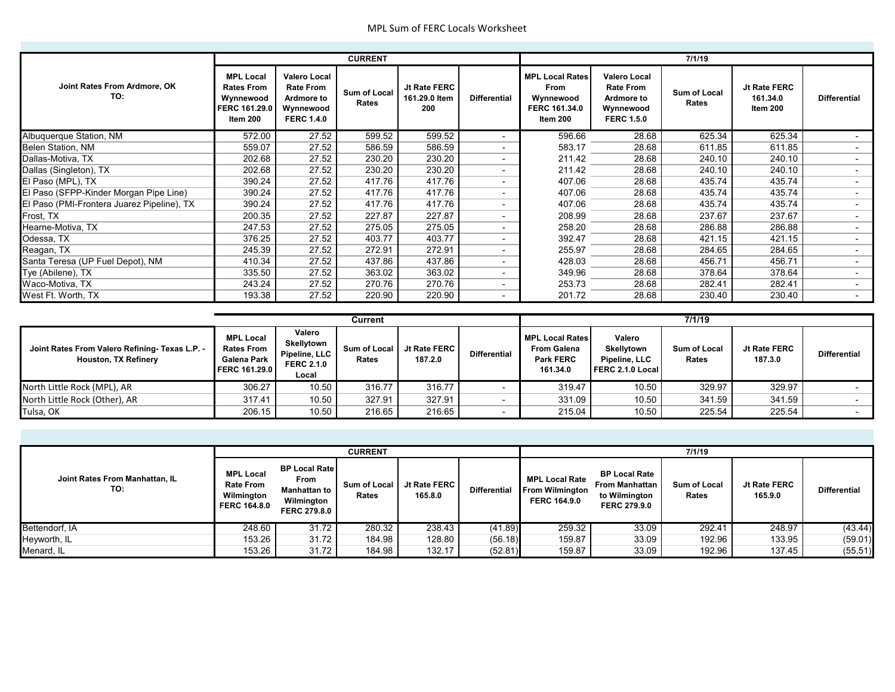# MPL Sum of FERC Locals Worksheet

| Joint Rates From Ardmore, OK TO: | CURRENT | | | | | 7/1/19 | | | | |
|---|---|---|---|---|---|---|---|---|---|---|
| | MPL Local Rates From Wynnewood FERC 161.29.0 Item 200 | Valero Local Rate From Ardmore to Wynnewood FERC 1.4.0 | Sum of Local Rates | Jt Rate FERC 161.29.0 Item 200 | Differential | MPL Local Rates From Wynnewood FERC 161.34.0 Item 200 | Valero Local Rate From Ardmore to Wynnewood FERC 1.5.0 | Sum of Local Rates | Jt Rate FERC 161.34.0 Item 200 | Differential |
| Albuquerque Station, NM | 572.00 | 27.52 | 599.52 | 599.52 | - | 596.66 | 28.68 | 625.34 | 625.34 | - |
| Belen Station, NM | 559.07 | 27.52 | 586.59 | 586.59 | - | 583.17 | 28.68 | 611.85 | 611.85 | - |
| Dallas-Motiva, TX | 202.68 | 27.52 | 230.20 | 230.20 | - | 211.42 | 28.68 | 240.10 | 240.10 | - |
| Dallas (Singleton), TX | 202.68 | 27.52 | 230.20 | 230.20 | - | 211.42 | 28.68 | 240.10 | 240.10 | - |
| El Paso (MPL), TX | 390.24 | 27.52 | 417.76 | 417.76 | - | 407.06 | 28.68 | 435.74 | 435.74 | - |
| El Paso (SFPP-Kinder Morgan Pipe Line) | 390.24 | 27.52 | 417.76 | 417.76 | - | 407.06 | 28.68 | 435.74 | 435.74 | - |
| El Paso (PMI-Frontera Juarez Pipeline), TX | 390.24 | 27.52 | 417.76 | 417.76 | - | 407.06 | 28.68 | 435.74 | 435.74 | - |
| Frost, TX | 200.35 | 27.52 | 227.87 | 227.87 | - | 208.99 | 28.68 | 237.67 | 237.67 | - |
| Hearne-Motiva, TX | 247.53 | 27.52 | 275.05 | 275.05 | - | 258.20 | 28.68 | 286.88 | 286.88 | - |
| Odessa, TX | 376.25 | 27.52 | 403.77 | 403.77 | - | 392.47 | 28.68 | 421.15 | 421.15 | - |
| Reagan, TX | 245.39 | 27.52 | 272.91 | 272.91 | - | 255.97 | 28.68 | 284.65 | 284.65 | - |
| Santa Teresa (UP Fuel Depot), NM | 410.34 | 27.52 | 437.86 | 437.86 | - | 428.03 | 28.68 | 456.71 | 456.71 | - |
| Tye (Abilene), TX | 335.50 | 27.52 | 363.02 | 363.02 | - | 349.96 | 28.68 | 378.64 | 378.64 | - |
| Waco-Motiva, TX | 243.24 | 27.52 | 270.76 | 270.76 | - | 253.73 | 28.68 | 282.41 | 282.41 | - |
| West Ft. Worth, TX | 193.38 | 27.52 | 220.90 | 220.90 | - | 201.72 | 28.68 | 230.40 | 230.40 | - |

| Joint Rates From Valero Refining- Texas L.P. - Houston, TX Refinery | Current | | | | | 7/1/19 | | | | |
|---|---|---|---|---|---|---|---|---|---|---|
| | MPL Local Rates From Galena Park FERC 161.29.0 | Valero Skellytown Pipeline, LLC FERC 2.1.0 Local | Sum of Local Rates | Jt Rate FERC 187.2.0 | Differential | MPL Local Rates From Galena Park FERC 161.34.0 | Valero Skellytown Pipeline, LLC FERC 2.1.0 Local | Sum of Local Rates | Jt Rate FERC 187.3.0 | Differential |
| North Little Rock (MPL), AR | 306.27 | 10.50 | 316.77 | 316.77 | - | 319.47 | 10.50 | 329.97 | 329.97 | - |
| North Little Rock (Other), AR | 317.41 | 10.50 | 327.91 | 327.91 | - | 331.09 | 10.50 | 341.59 | 341.59 | - |
| Tulsa, OK | 206.15 | 10.50 | 216.65 | 216.65 | - | 215.04 | 10.50 | 225.54 | 225.54 | - |

| Joint Rates From Manhattan, IL TO: | CURRENT | | | | | 7/1/19 | | | | |
|---|---|---|---|---|---|---|---|---|---|---|
| | MPL Local Rate From Wilmington FERC 164.8.0 | BP Local Rate From Manhattan to Wilmington FERC 279.8.0 | Sum of Local Rates | Jt Rate FERC 165.8.0 | Differential | MPL Local Rate From Wilmington FERC 164.9.0 | BP Local Rate From Manhattan to Wilmington FERC 279.9.0 | Sum of Local Rates | Jt Rate FERC 165.9.0 | Differential |
| Bettendorf, IA | 248.60 | 31.72 | 280.32 | 238.43 | (41.89) | 259.32 | 33.09 | 292.41 | 248.97 | (43.44) |
| Heyworth, IL | 153.26 | 31.72 | 184.98 | 128.80 | (56.18) | 159.87 | 33.09 | 192.96 | 133.95 | (59.01) |
| Menard, IL | 153.26 | 31.72 | 184.98 | 132.17 | (52.81) | 159.87 | 33.09 | 192.96 | 137.45 | (55.51) |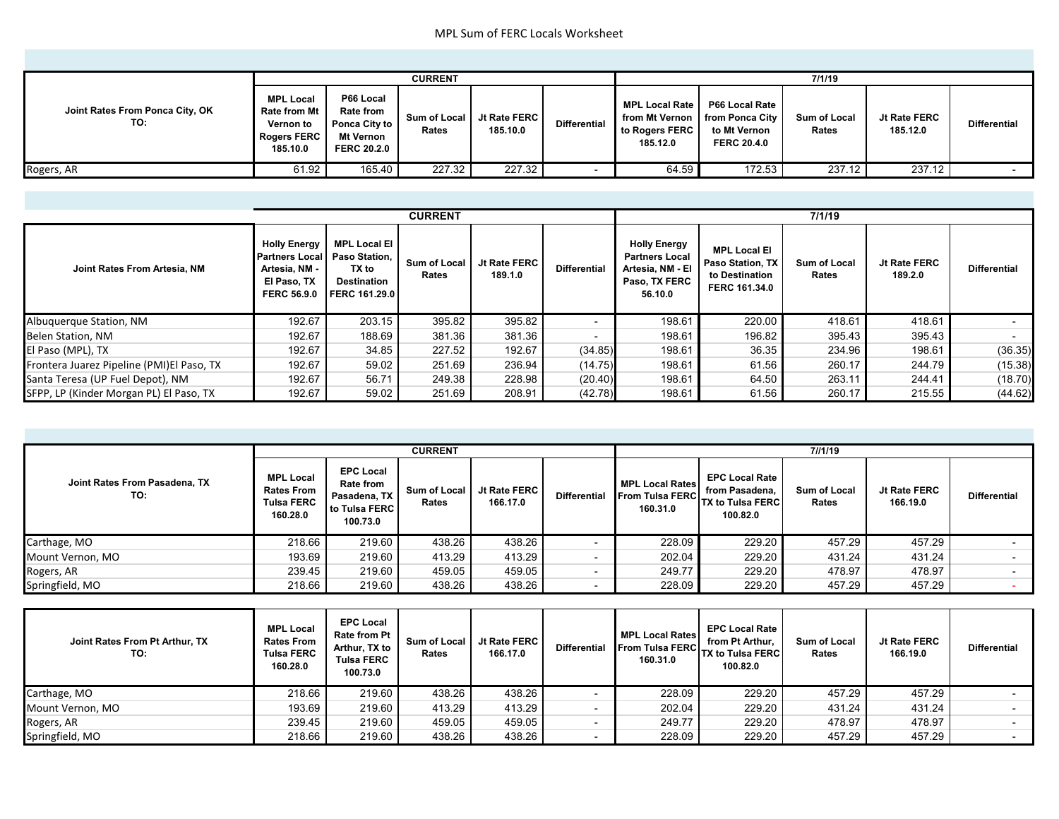# MPL Sum of FERC Locals Worksheet

| Joint Rates From Ponca City, OK TO: | CURRENT | | | | | 7/1/19 | | | | |
|---|---|---|---|---|---|---|---|---|---|---|
| | MPL Local Rate from Mt Vernon to Rogers FERC 185.10.0 | P66 Local Rate from Ponca City to Mt Vernon FERC 20.2.0 | Sum of Local Rates | Jt Rate FERC 185.10.0 | Differential | MPL Local Rate from Mt Vernon to Rogers FERC 185.12.0 | P66 Local Rate from Ponca City to Mt Vernon FERC 20.4.0 | Sum of Local Rates | Jt Rate FERC 185.12.0 | Differential |
| Rogers, AR | 61.92 | 165.40 | 227.32 | 227.32 | - | 64.59 | 172.53 | 237.12 | 237.12 | - |

| Joint Rates From Artesia, NM | CURRENT | | | | | 7/1/19 | | | | |
|---|---|---|---|---|---|---|---|---|---|---|
| | Holly Energy Partners Local Artesia, NM - El Paso, TX FERC 56.9.0 | MPL Local El Paso Station, TX to Destination FERC 161.29.0 | Sum of Local Rates | Jt Rate FERC 189.1.0 | Differential | Holly Energy Partners Local Artesia, NM - El Paso, TX FERC 56.10.0 | MPL Local El Paso Station, TX to Destination FERC 161.34.0 | Sum of Local Rates | Jt Rate FERC 189.2.0 | Differential |
| Albuquerque Station, NM | 192.67 | 203.15 | 395.82 | 395.82 | - | 198.61 | 220.00 | 418.61 | 418.61 | - |
| Belen Station, NM | 192.67 | 188.69 | 381.36 | 381.36 | - | 198.61 | 196.82 | 395.43 | 395.43 | - |
| El Paso (MPL), TX | 192.67 | 34.85 | 227.52 | 192.67 | (34.85) | 198.61 | 36.35 | 234.96 | 198.61 | (36.35) |
| Frontera Juarez Pipeline (PMI)El Paso, TX | 192.67 | 59.02 | 251.69 | 236.94 | (14.75) | 198.61 | 61.56 | 260.17 | 244.79 | (15.38) |
| Santa Teresa (UP Fuel Depot), NM | 192.67 | 56.71 | 249.38 | 228.98 | (20.40) | 198.61 | 64.50 | 263.11 | 244.41 | (18.70) |
| SFPP, LP (Kinder Morgan PL) El Paso, TX | 192.67 | 59.02 | 251.69 | 208.91 | (42.78) | 198.61 | 61.56 | 260.17 | 215.55 | (44.62) |

| Joint Rates From Pasadena, TX TO: | CURRENT | | | | | 7//1/19 | | | | |
|---|---|---|---|---|---|---|---|---|---|---|
| | MPL Local Rates From Tulsa FERC 160.28.0 | EPC Local Rate from Pasadena, TX to Tulsa FERC 100.73.0 | Sum of Local Rates | Jt Rate FERC 166.17.0 | Differential | MPL Local Rates From Tulsa FERC 160.31.0 | EPC Local Rate from Pasadena, TX to Tulsa FERC 100.82.0 | Sum of Local Rates | Jt Rate FERC 166.19.0 | Differential |
| Carthage, MO | 218.66 | 219.60 | 438.26 | 438.26 | - | 228.09 | 229.20 | 457.29 | 457.29 | - |
| Mount Vernon, MO | 193.69 | 219.60 | 413.29 | 413.29 | - | 202.04 | 229.20 | 431.24 | 431.24 | - |
| Rogers, AR | 239.45 | 219.60 | 459.05 | 459.05 | - | 249.77 | 229.20 | 478.97 | 478.97 | - |
| Springfield, MO | 218.66 | 219.60 | 438.26 | 438.26 | - | 228.09 | 229.20 | 457.29 | 457.29 | - |

| Joint Rates From Pt Arthur, TX TO: | MPL Local Rates From Tulsa FERC 160.28.0 | EPC Local Rate from Pt Arthur, TX to Tulsa FERC 100.73.0 | Sum of Local Rates | Jt Rate FERC 166.17.0 | Differential | MPL Local Rates From Tulsa FERC 160.31.0 | EPC Local Rate from Pt Arthur, TX to Tulsa FERC 100.82.0 | Sum of Local Rates | Jt Rate FERC 166.19.0 | Differential |
|---|---|---|---|---|---|---|---|---|---|---|
| Carthage, MO | 218.66 | 219.60 | 438.26 | 438.26 | - | 228.09 | 229.20 | 457.29 | 457.29 | - |
| Mount Vernon, MO | 193.69 | 219.60 | 413.29 | 413.29 | - | 202.04 | 229.20 | 431.24 | 431.24 | - |
| Rogers, AR | 239.45 | 219.60 | 459.05 | 459.05 | - | 249.77 | 229.20 | 478.97 | 478.97 | - |
| Springfield, MO | 218.66 | 219.60 | 438.26 | 438.26 | - | 228.09 | 229.20 | 457.29 | 457.29 | - |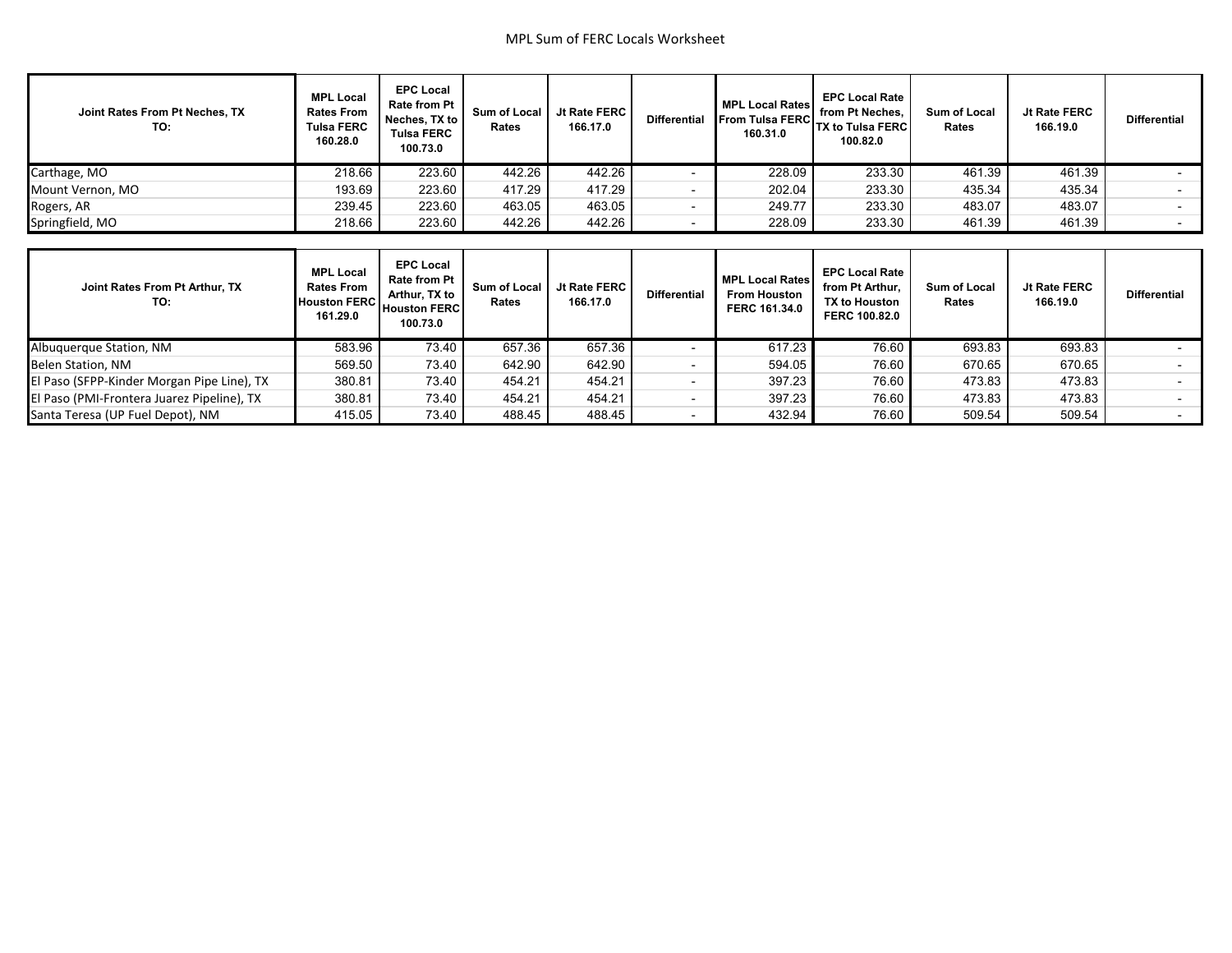# MPL Sum of FERC Locals Worksheet

| Joint Rates From Pt Neches, TX TO: | MPL Local Rates From Tulsa FERC 160.28.0 | EPC Local Rate from Pt Neches, TX to Tulsa FERC 100.73.0 | Sum of Local Rates | Jt Rate FERC 166.17.0 | Differential | MPL Local Rates From Tulsa FERC 160.31.0 | EPC Local Rate from Pt Neches, TX to Tulsa FERC 100.82.0 | Sum of Local Rates | Jt Rate FERC 166.19.0 | Differential |
|---|---|---|---|---|---|---|---|---|---|---|
| Carthage, MO | 218.66 | 223.60 | 442.26 | 442.26 | - | 228.09 | 233.30 | 461.39 | 461.39 | - |
| Mount Vernon, MO | 193.69 | 223.60 | 417.29 | 417.29 | - | 202.04 | 233.30 | 435.34 | 435.34 | - |
| Rogers, AR | 239.45 | 223.60 | 463.05 | 463.05 | - | 249.77 | 233.30 | 483.07 | 483.07 | - |
| Springfield, MO | 218.66 | 223.60 | 442.26 | 442.26 | - | 228.09 | 233.30 | 461.39 | 461.39 | - |

| Joint Rates From Pt Arthur, TX TO: | MPL Local Rates From Houston FERC 161.29.0 | EPC Local Rate from Pt Arthur, TX to Houston FERC 100.73.0 | Sum of Local Rates | Jt Rate FERC 166.17.0 | Differential | MPL Local Rates From Houston FERC 161.34.0 | EPC Local Rate from Pt Arthur, TX to Houston FERC 100.82.0 | Sum of Local Rates | Jt Rate FERC 166.19.0 | Differential |
|---|---|---|---|---|---|---|---|---|---|---|
| Albuquerque Station, NM | 583.96 | 73.40 | 657.36 | 657.36 | - | 617.23 | 76.60 | 693.83 | 693.83 | - |
| Belen Station, NM | 569.50 | 73.40 | 642.90 | 642.90 | - | 594.05 | 76.60 | 670.65 | 670.65 | - |
| El Paso (SFPP-Kinder Morgan Pipe Line), TX | 380.81 | 73.40 | 454.21 | 454.21 | - | 397.23 | 76.60 | 473.83 | 473.83 | - |
| El Paso (PMI-Frontera Juarez Pipeline), TX | 380.81 | 73.40 | 454.21 | 454.21 | - | 397.23 | 76.60 | 473.83 | 473.83 | - |
| Santa Teresa (UP Fuel Depot), NM | 415.05 | 73.40 | 488.45 | 488.45 | - | 432.94 | 76.60 | 509.54 | 509.54 | - |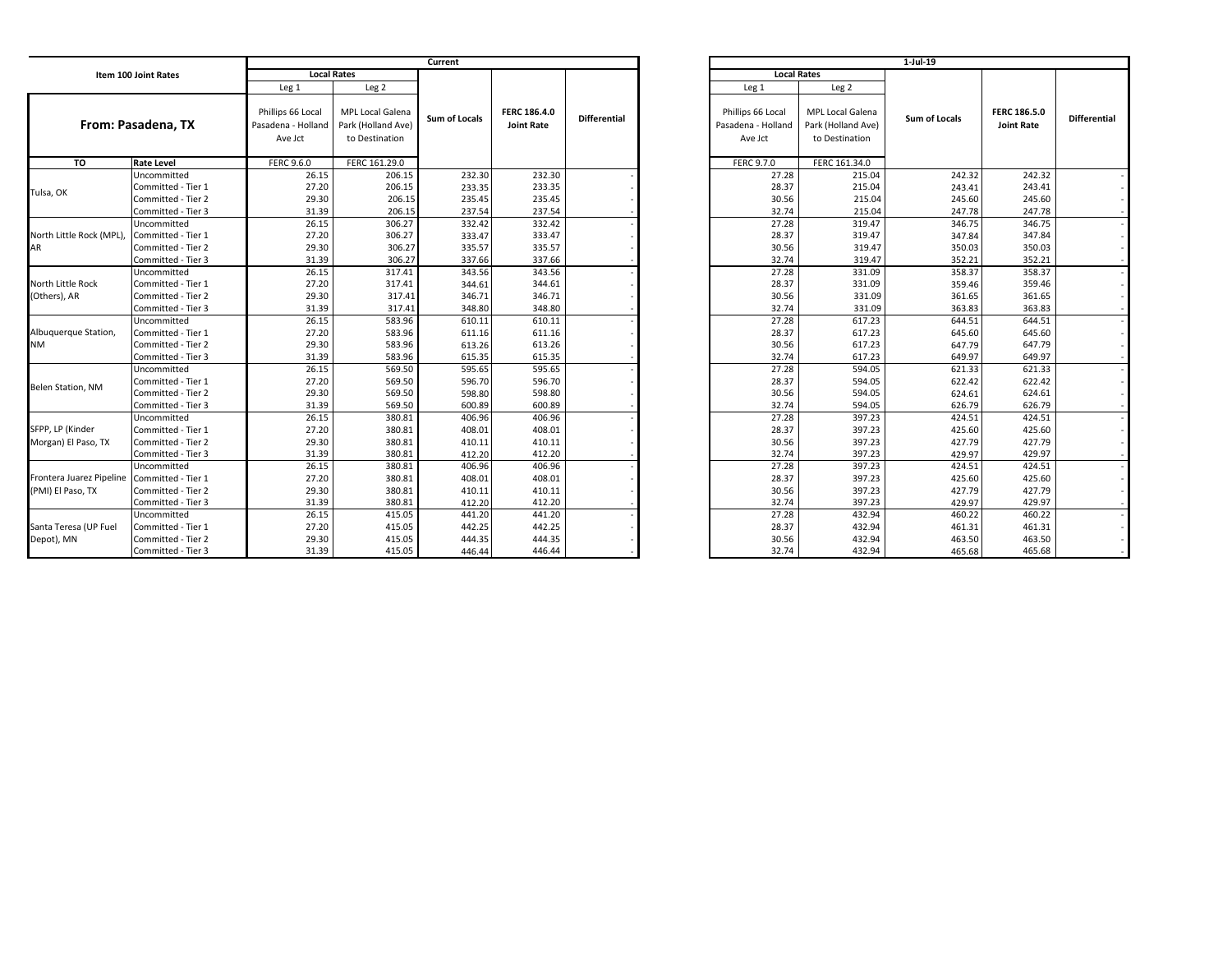| Item 100 Joint Rates | | Current | | | | | | 1-Jul-19 | | | | |
|---|---|---|---|---|---|---|---|---|---|---|---|---|
| | | Local Rates | | | | | | Local Rates | | | | |
| | | Leg 1 | Leg 2 | | | | | Leg 1 | Leg 2 | | | |
| From: Pasadena, TX | | Phillips 66 Local Pasadena - Holland Ave Jct | MPL Local Galena Park (Holland Ave) to Destination | Sum of Locals | FERC 186.4.0 Joint Rate | Differential | | Phillips 66 Local Pasadena - Holland Ave Jct | MPL Local Galena Park (Holland Ave) to Destination | Sum of Locals | FERC 186.5.0 Joint Rate | Differential |
| TO | Rate Level | FERC 9.6.0 | FERC 161.29.0 | | | | | FERC 9.7.0 | FERC 161.34.0 | | | |
| Tulsa, OK | Uncommitted | 26.15 | 206.15 | 232.30 | 232.30 | - | | 27.28 | 215.04 | 242.32 | 242.32 | - |
| | Committed - Tier 1 | 27.20 | 206.15 | 233.35 | 233.35 | - | | 28.37 | 215.04 | 243.41 | 243.41 | - |
| | Committed - Tier 2 | 29.30 | 206.15 | 235.45 | 235.45 | - | | 30.56 | 215.04 | 245.60 | 245.60 | - |
| | Committed - Tier 3 | 31.39 | 206.15 | 237.54 | 237.54 | - | | 32.74 | 215.04 | 247.78 | 247.78 | - |
| North Little Rock (MPL), AR | Uncommitted | 26.15 | 306.27 | 332.42 | 332.42 | - | | 27.28 | 319.47 | 346.75 | 346.75 | - |
| | Committed - Tier 1 | 27.20 | 306.27 | 333.47 | 333.47 | - | | 28.37 | 319.47 | 347.84 | 347.84 | - |
| | Committed - Tier 2 | 29.30 | 306.27 | 335.57 | 335.57 | - | | 30.56 | 319.47 | 350.03 | 350.03 | - |
| | Committed - Tier 3 | 31.39 | 306.27 | 337.66 | 337.66 | - | | 32.74 | 319.47 | 352.21 | 352.21 | - |
| North Little Rock (Others), AR | Uncommitted | 26.15 | 317.41 | 343.56 | 343.56 | - | | 27.28 | 331.09 | 358.37 | 358.37 | - |
| | Committed - Tier 1 | 27.20 | 317.41 | 344.61 | 344.61 | - | | 28.37 | 331.09 | 359.46 | 359.46 | - |
| | Committed - Tier 2 | 29.30 | 317.41 | 346.71 | 346.71 | - | | 30.56 | 331.09 | 361.65 | 361.65 | - |
| | Committed - Tier 3 | 31.39 | 317.41 | 348.80 | 348.80 | - | | 32.74 | 331.09 | 363.83 | 363.83 | - |
| Albuquerque Station, NM | Uncommitted | 26.15 | 583.96 | 610.11 | 610.11 | - | | 27.28 | 617.23 | 644.51 | 644.51 | - |
| | Committed - Tier 1 | 27.20 | 583.96 | 611.16 | 611.16 | - | | 28.37 | 617.23 | 645.60 | 645.60 | - |
| | Committed - Tier 2 | 29.30 | 583.96 | 613.26 | 613.26 | - | | 30.56 | 617.23 | 647.79 | 647.79 | - |
| | Committed - Tier 3 | 31.39 | 583.96 | 615.35 | 615.35 | - | | 32.74 | 617.23 | 649.97 | 649.97 | - |
| Belen Station, NM | Uncommitted | 26.15 | 569.50 | 595.65 | 595.65 | - | | 27.28 | 594.05 | 621.33 | 621.33 | - |
| | Committed - Tier 1 | 27.20 | 569.50 | 596.70 | 596.70 | - | | 28.37 | 594.05 | 622.42 | 622.42 | - |
| | Committed - Tier 2 | 29.30 | 569.50 | 598.80 | 598.80 | - | | 30.56 | 594.05 | 624.61 | 624.61 | - |
| | Committed - Tier 3 | 31.39 | 569.50 | 600.89 | 600.89 | - | | 32.74 | 594.05 | 626.79 | 626.79 | - |
| SFPP, LP (Kinder Morgan) El Paso, TX | Uncommitted | 26.15 | 380.81 | 406.96 | 406.96 | - | | 27.28 | 397.23 | 424.51 | 424.51 | - |
| | Committed - Tier 1 | 27.20 | 380.81 | 408.01 | 408.01 | - | | 28.37 | 397.23 | 425.60 | 425.60 | - |
| | Committed - Tier 2 | 29.30 | 380.81 | 410.11 | 410.11 | - | | 30.56 | 397.23 | 427.79 | 427.79 | - |
| | Committed - Tier 3 | 31.39 | 380.81 | 412.20 | 412.20 | - | | 32.74 | 397.23 | 429.97 | 429.97 | - |
| Frontera Juarez Pipeline (PMI) El Paso, TX | Uncommitted | 26.15 | 380.81 | 406.96 | 406.96 | - | | 27.28 | 397.23 | 424.51 | 424.51 | - |
| | Committed - Tier 1 | 27.20 | 380.81 | 408.01 | 408.01 | - | | 28.37 | 397.23 | 425.60 | 425.60 | - |
| | Committed - Tier 2 | 29.30 | 380.81 | 410.11 | 410.11 | - | | 30.56 | 397.23 | 427.79 | 427.79 | - |
| | Committed - Tier 3 | 31.39 | 380.81 | 412.20 | 412.20 | - | | 32.74 | 397.23 | 429.97 | 429.97 | - |
| Santa Teresa (UP Fuel Depot), MN | Uncommitted | 26.15 | 415.05 | 441.20 | 441.20 | - | | 27.28 | 432.94 | 460.22 | 460.22 | - |
| | Committed - Tier 1 | 27.20 | 415.05 | 442.25 | 442.25 | - | | 28.37 | 432.94 | 461.31 | 461.31 | - |
| | Committed - Tier 2 | 29.30 | 415.05 | 444.35 | 444.35 | - | | 30.56 | 432.94 | 463.50 | 463.50 | - |
| | Committed - Tier 3 | 31.39 | 415.05 | 446.44 | 446.44 | - | | 32.74 | 432.94 | 465.68 | 465.68 | - |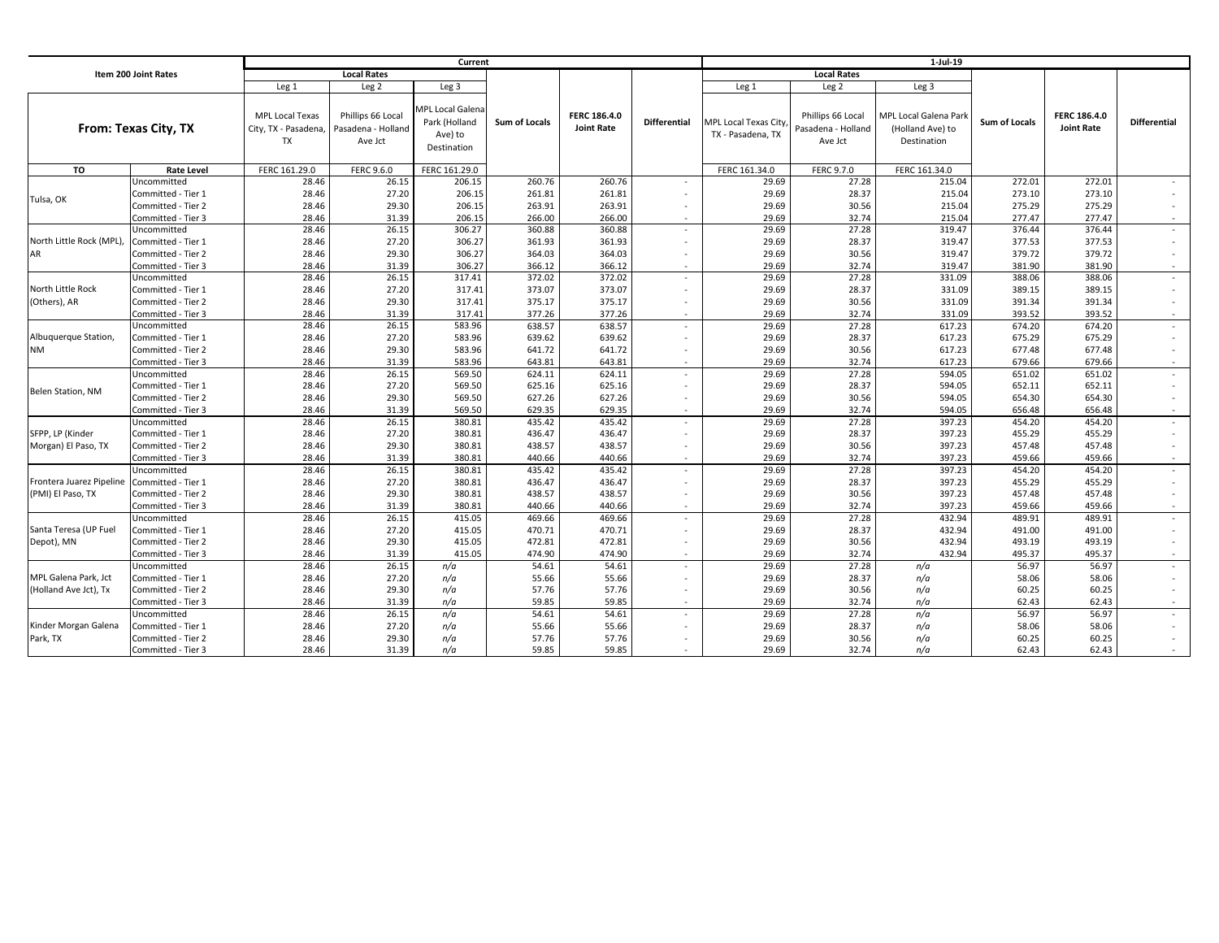| Item 200 Joint Rates | | Current | | | | | | 1-Jul-19 | | | | | |
|---|---|---|---|---|---|---|---|---|---|---|---|---|---|
| | | Local Rates | | | | | | Local Rates | | | | | |
| | | Leg 1 | Leg 2 | Leg 3 | | | | Leg 1 | Leg 2 | Leg 3 | | | |
| From: Texas City, TX | | MPL Local Texas City, TX - Pasadena, TX | Phillips 66 Local Pasadena - Holland Ave Jct | MPL Local Galena Park (Holland Ave) to Destination | Sum of Locals | FERC 186.4.0 Joint Rate | Differential | MPL Local Texas City, TX - Pasadena, TX | Phillips 66 Local Pasadena - Holland Ave Jct | MPL Local Galena Park (Holland Ave) to Destination | Sum of Locals | FERC 186.4.0 Joint Rate | Differential |
| TO | Rate Level | FERC 161.29.0 | FERC 9.6.0 | FERC 161.29.0 | | | | FERC 161.34.0 | FERC 9.7.0 | FERC 161.34.0 | | | |
| Tulsa, OK | Uncommitted | 28.46 | 26.15 | 206.15 | 260.76 | 260.76 | - | 29.69 | 27.28 | 215.04 | 272.01 | 272.01 | - |
| | Committed - Tier 1 | 28.46 | 27.20 | 206.15 | 261.81 | 261.81 | - | 29.69 | 28.37 | 215.04 | 273.10 | 273.10 | - |
| | Committed - Tier 2 | 28.46 | 29.30 | 206.15 | 263.91 | 263.91 | - | 29.69 | 30.56 | 215.04 | 275.29 | 275.29 | - |
| | Committed - Tier 3 | 28.46 | 31.39 | 206.15 | 266.00 | 266.00 | - | 29.69 | 32.74 | 215.04 | 277.47 | 277.47 | - |
| North Little Rock (MPL), AR | Uncommitted | 28.46 | 26.15 | 306.27 | 360.88 | 360.88 | - | 29.69 | 27.28 | 319.47 | 376.44 | 376.44 | - |
| | Committed - Tier 1 | 28.46 | 27.20 | 306.27 | 361.93 | 361.93 | - | 29.69 | 28.37 | 319.47 | 377.53 | 377.53 | - |
| | Committed - Tier 2 | 28.46 | 29.30 | 306.27 | 364.03 | 364.03 | - | 29.69 | 30.56 | 319.47 | 379.72 | 379.72 | - |
| | Committed - Tier 3 | 28.46 | 31.39 | 306.27 | 366.12 | 366.12 | - | 29.69 | 32.74 | 319.47 | 381.90 | 381.90 | - |
| North Little Rock (Others), AR | Uncommitted | 28.46 | 26.15 | 317.41 | 372.02 | 372.02 | - | 29.69 | 27.28 | 331.09 | 388.06 | 388.06 | - |
| | Committed - Tier 1 | 28.46 | 27.20 | 317.41 | 373.07 | 373.07 | - | 29.69 | 28.37 | 331.09 | 389.15 | 389.15 | - |
| | Committed - Tier 2 | 28.46 | 29.30 | 317.41 | 375.17 | 375.17 | - | 29.69 | 30.56 | 331.09 | 391.34 | 391.34 | - |
| | Committed - Tier 3 | 28.46 | 31.39 | 317.41 | 377.26 | 377.26 | - | 29.69 | 32.74 | 331.09 | 393.52 | 393.52 | - |
| Albuquerque Station, NM | Uncommitted | 28.46 | 26.15 | 583.96 | 638.57 | 638.57 | - | 29.69 | 27.28 | 617.23 | 674.20 | 674.20 | - |
| | Committed - Tier 1 | 28.46 | 27.20 | 583.96 | 639.62 | 639.62 | - | 29.69 | 28.37 | 617.23 | 675.29 | 675.29 | - |
| | Committed - Tier 2 | 28.46 | 29.30 | 583.96 | 641.72 | 641.72 | - | 29.69 | 30.56 | 617.23 | 677.48 | 677.48 | - |
| | Committed - Tier 3 | 28.46 | 31.39 | 583.96 | 643.81 | 643.81 | - | 29.69 | 32.74 | 617.23 | 679.66 | 679.66 | - |
| Belen Station, NM | Uncommitted | 28.46 | 26.15 | 569.50 | 624.11 | 624.11 | - | 29.69 | 27.28 | 594.05 | 651.02 | 651.02 | - |
| | Committed - Tier 1 | 28.46 | 27.20 | 569.50 | 625.16 | 625.16 | - | 29.69 | 28.37 | 594.05 | 652.11 | 652.11 | - |
| | Committed - Tier 2 | 28.46 | 29.30 | 569.50 | 627.26 | 627.26 | - | 29.69 | 30.56 | 594.05 | 654.30 | 654.30 | - |
| | Committed - Tier 3 | 28.46 | 31.39 | 569.50 | 629.35 | 629.35 | - | 29.69 | 32.74 | 594.05 | 656.48 | 656.48 | - |
| SFPP, LP (Kinder Morgan) El Paso, TX | Uncommitted | 28.46 | 26.15 | 380.81 | 435.42 | 435.42 | - | 29.69 | 27.28 | 397.23 | 454.20 | 454.20 | - |
| | Committed - Tier 1 | 28.46 | 27.20 | 380.81 | 436.47 | 436.47 | - | 29.69 | 28.37 | 397.23 | 455.29 | 455.29 | - |
| | Committed - Tier 2 | 28.46 | 29.30 | 380.81 | 438.57 | 438.57 | - | 29.69 | 30.56 | 397.23 | 457.48 | 457.48 | - |
| | Committed - Tier 3 | 28.46 | 31.39 | 380.81 | 440.66 | 440.66 | - | 29.69 | 32.74 | 397.23 | 459.66 | 459.66 | - |
| Frontera Juarez Pipeline (PMI) El Paso, TX | Uncommitted | 28.46 | 26.15 | 380.81 | 435.42 | 435.42 | - | 29.69 | 27.28 | 397.23 | 454.20 | 454.20 | - |
| | Committed - Tier 1 | 28.46 | 27.20 | 380.81 | 436.47 | 436.47 | - | 29.69 | 28.37 | 397.23 | 455.29 | 455.29 | - |
| | Committed - Tier 2 | 28.46 | 29.30 | 380.81 | 438.57 | 438.57 | - | 29.69 | 30.56 | 397.23 | 457.48 | 457.48 | - |
| | Committed - Tier 3 | 28.46 | 31.39 | 380.81 | 440.66 | 440.66 | - | 29.69 | 32.74 | 397.23 | 459.66 | 459.66 | - |
| Santa Teresa (UP Fuel Depot), MN | Uncommitted | 28.46 | 26.15 | 415.05 | 469.66 | 469.66 | - | 29.69 | 27.28 | 432.94 | 489.91 | 489.91 | - |
| | Committed - Tier 1 | 28.46 | 27.20 | 415.05 | 470.71 | 470.71 | - | 29.69 | 28.37 | 432.94 | 491.00 | 491.00 | - |
| | Committed - Tier 2 | 28.46 | 29.30 | 415.05 | 472.81 | 472.81 | - | 29.69 | 30.56 | 432.94 | 493.19 | 493.19 | - |
| | Committed - Tier 3 | 28.46 | 31.39 | 415.05 | 474.90 | 474.90 | - | 29.69 | 32.74 | 432.94 | 495.37 | 495.37 | - |
| MPL Galena Park, Jct (Holland Ave Jct), Tx | Uncommitted | 28.46 | 26.15 | n/a | 54.61 | 54.61 | - | 29.69 | 27.28 | n/a | 56.97 | 56.97 | - |
| | Committed - Tier 1 | 28.46 | 27.20 | n/a | 55.66 | 55.66 | - | 29.69 | 28.37 | n/a | 58.06 | 58.06 | - |
| | Committed - Tier 2 | 28.46 | 29.30 | n/a | 57.76 | 57.76 | - | 29.69 | 30.56 | n/a | 60.25 | 60.25 | - |
| | Committed - Tier 3 | 28.46 | 31.39 | n/a | 59.85 | 59.85 | - | 29.69 | 32.74 | n/a | 62.43 | 62.43 | - |
| Kinder Morgan Galena Park, TX | Uncommitted | 28.46 | 26.15 | n/a | 54.61 | 54.61 | - | 29.69 | 27.28 | n/a | 56.97 | 56.97 | - |
| | Committed - Tier 1 | 28.46 | 27.20 | n/a | 55.66 | 55.66 | - | 29.69 | 28.37 | n/a | 58.06 | 58.06 | - |
| | Committed - Tier 2 | 28.46 | 29.30 | n/a | 57.76 | 57.76 | - | 29.69 | 30.56 | n/a | 60.25 | 60.25 | - |
| | Committed - Tier 3 | 28.46 | 31.39 | n/a | 59.85 | 59.85 | - | 29.69 | 32.74 | n/a | 62.43 | 62.43 | - |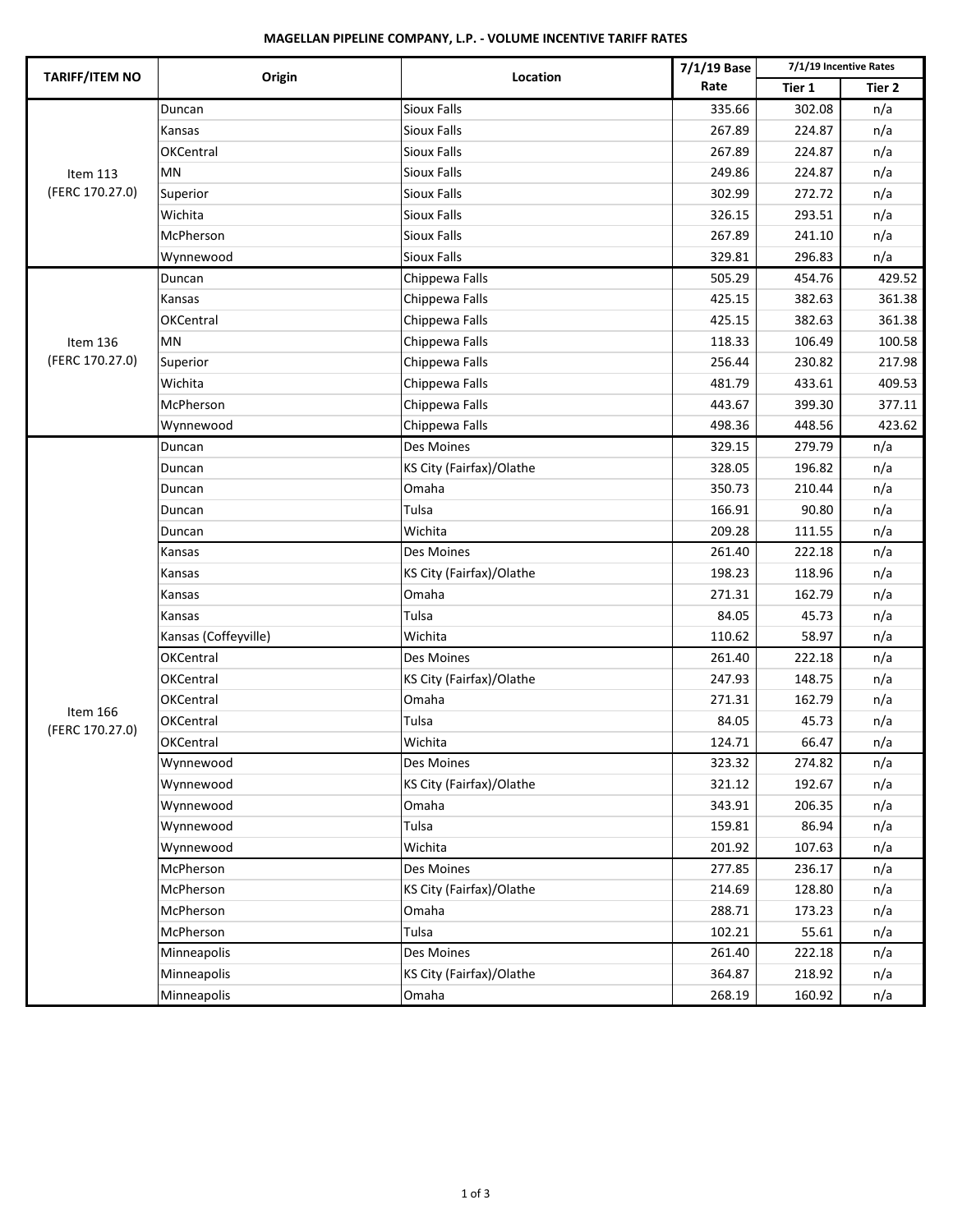**MAGELLAN PIPELINE COMPANY, L.P. - VOLUME INCENTIVE TARIFF RATES**

| TARIFF/ITEM NO | Origin | Location | 7/1/19 Base Rate | 7/1/19 Incentive Rates | |
|---|---|---|---|---|---|
| | | | | Tier 1 | Tier 2 |
| Item 113 (FERC 170.27.0) | Duncan | Sioux Falls | 335.66 | 302.08 | n/a |
| | Kansas | Sioux Falls | 267.89 | 224.87 | n/a |
| | OKCentral | Sioux Falls | 267.89 | 224.87 | n/a |
| | MN | Sioux Falls | 249.86 | 224.87 | n/a |
| | Superior | Sioux Falls | 302.99 | 272.72 | n/a |
| | Wichita | Sioux Falls | 326.15 | 293.51 | n/a |
| | McPherson | Sioux Falls | 267.89 | 241.10 | n/a |
| | Wynnewood | Sioux Falls | 329.81 | 296.83 | n/a |
| Item 136 (FERC 170.27.0) | Duncan | Chippewa Falls | 505.29 | 454.76 | 429.52 |
| | Kansas | Chippewa Falls | 425.15 | 382.63 | 361.38 |
| | OKCentral | Chippewa Falls | 425.15 | 382.63 | 361.38 |
| | MN | Chippewa Falls | 118.33 | 106.49 | 100.58 |
| | Superior | Chippewa Falls | 256.44 | 230.82 | 217.98 |
| | Wichita | Chippewa Falls | 481.79 | 433.61 | 409.53 |
| | McPherson | Chippewa Falls | 443.67 | 399.30 | 377.11 |
| | Wynnewood | Chippewa Falls | 498.36 | 448.56 | 423.62 |
| Item 166 (FERC 170.27.0) | Duncan | Des Moines | 329.15 | 279.79 | n/a |
| | Duncan | KS City (Fairfax)/Olathe | 328.05 | 196.82 | n/a |
| | Duncan | Omaha | 350.73 | 210.44 | n/a |
| | Duncan | Tulsa | 166.91 | 90.80 | n/a |
| | Duncan | Wichita | 209.28 | 111.55 | n/a |
| | Kansas | Des Moines | 261.40 | 222.18 | n/a |
| | Kansas | KS City (Fairfax)/Olathe | 198.23 | 118.96 | n/a |
| | Kansas | Omaha | 271.31 | 162.79 | n/a |
| | Kansas | Tulsa | 84.05 | 45.73 | n/a |
| | Kansas (Coffeyville) | Wichita | 110.62 | 58.97 | n/a |
| | OKCentral | Des Moines | 261.40 | 222.18 | n/a |
| | OKCentral | KS City (Fairfax)/Olathe | 247.93 | 148.75 | n/a |
| | OKCentral | Omaha | 271.31 | 162.79 | n/a |
| | OKCentral | Tulsa | 84.05 | 45.73 | n/a |
| | OKCentral | Wichita | 124.71 | 66.47 | n/a |
| | Wynnewood | Des Moines | 323.32 | 274.82 | n/a |
| | Wynnewood | KS City (Fairfax)/Olathe | 321.12 | 192.67 | n/a |
| | Wynnewood | Omaha | 343.91 | 206.35 | n/a |
| | Wynnewood | Tulsa | 159.81 | 86.94 | n/a |
| | Wynnewood | Wichita | 201.92 | 107.63 | n/a |
| | McPherson | Des Moines | 277.85 | 236.17 | n/a |
| | McPherson | KS City (Fairfax)/Olathe | 214.69 | 128.80 | n/a |
| | McPherson | Omaha | 288.71 | 173.23 | n/a |
| | McPherson | Tulsa | 102.21 | 55.61 | n/a |
| | Minneapolis | Des Moines | 261.40 | 222.18 | n/a |
| | Minneapolis | KS City (Fairfax)/Olathe | 364.87 | 218.92 | n/a |
| | Minneapolis | Omaha | 268.19 | 160.92 | n/a |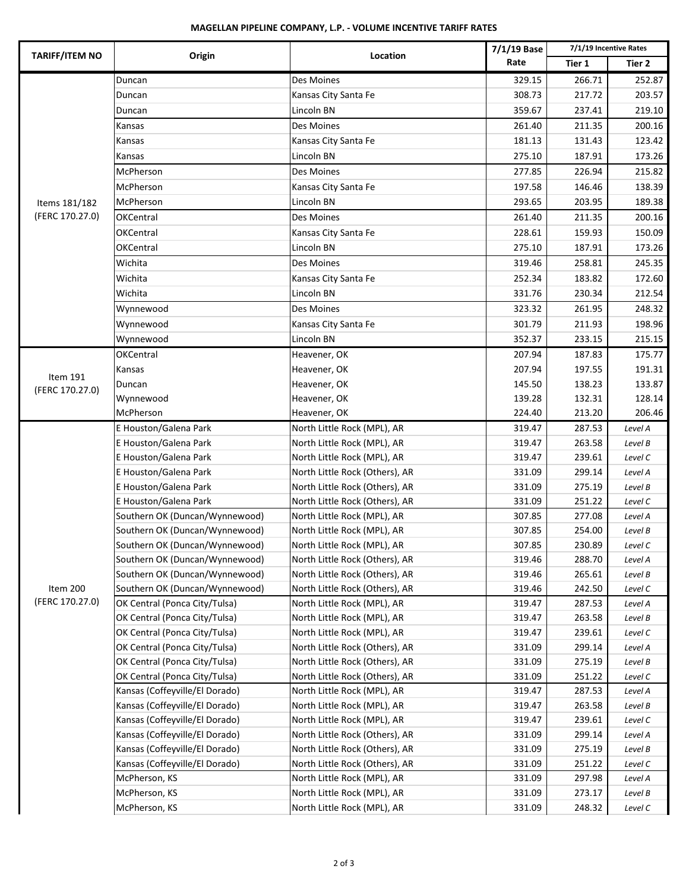**MAGELLAN PIPELINE COMPANY, L.P. - VOLUME INCENTIVE TARIFF RATES**

| TARIFF/ITEM NO | Origin | Location | 7/1/19 Base Rate | 7/1/19 Incentive Rates | |
|---|---|---|---|---|---|
| | | | | Tier 1 | Tier 2 |
| Items 181/182 (FERC 170.27.0) | Duncan | Des Moines | 329.15 | 266.71 | 252.87 |
| | Duncan | Kansas City Santa Fe | 308.73 | 217.72 | 203.57 |
| | Duncan | Lincoln BN | 359.67 | 237.41 | 219.10 |
| | Kansas | Des Moines | 261.40 | 211.35 | 200.16 |
| | Kansas | Kansas City Santa Fe | 181.13 | 131.43 | 123.42 |
| | Kansas | Lincoln BN | 275.10 | 187.91 | 173.26 |
| | McPherson | Des Moines | 277.85 | 226.94 | 215.82 |
| | McPherson | Kansas City Santa Fe | 197.58 | 146.46 | 138.39 |
| | McPherson | Lincoln BN | 293.65 | 203.95 | 189.38 |
| | OKCentral | Des Moines | 261.40 | 211.35 | 200.16 |
| | OKCentral | Kansas City Santa Fe | 228.61 | 159.93 | 150.09 |
| | OKCentral | Lincoln BN | 275.10 | 187.91 | 173.26 |
| | Wichita | Des Moines | 319.46 | 258.81 | 245.35 |
| | Wichita | Kansas City Santa Fe | 252.34 | 183.82 | 172.60 |
| | Wichita | Lincoln BN | 331.76 | 230.34 | 212.54 |
| | Wynnewood | Des Moines | 323.32 | 261.95 | 248.32 |
| | Wynnewood | Kansas City Santa Fe | 301.79 | 211.93 | 198.96 |
| | Wynnewood | Lincoln BN | 352.37 | 233.15 | 215.15 |
| Item 191 (FERC 170.27.0) | OKCentral | Heavener, OK | 207.94 | 187.83 | 175.77 |
| | Kansas | Heavener, OK | 207.94 | 197.55 | 191.31 |
| | Duncan | Heavener, OK | 145.50 | 138.23 | 133.87 |
| | Wynnewood | Heavener, OK | 139.28 | 132.31 | 128.14 |
| | McPherson | Heavener, OK | 224.40 | 213.20 | 206.46 |
| Item 200 (FERC 170.27.0) | E Houston/Galena Park | North Little Rock (MPL), AR | 319.47 | 287.53 | *Level A* |
| | E Houston/Galena Park | North Little Rock (MPL), AR | 319.47 | 263.58 | *Level B* |
| | E Houston/Galena Park | North Little Rock (MPL), AR | 319.47 | 239.61 | *Level C* |
| | E Houston/Galena Park | North Little Rock (Others), AR | 331.09 | 299.14 | *Level A* |
| | E Houston/Galena Park | North Little Rock (Others), AR | 331.09 | 275.19 | *Level B* |
| | E Houston/Galena Park | North Little Rock (Others), AR | 331.09 | 251.22 | *Level C* |
| | Southern OK (Duncan/Wynnewood) | North Little Rock (MPL), AR | 307.85 | 277.08 | *Level A* |
| | Southern OK (Duncan/Wynnewood) | North Little Rock (MPL), AR | 307.85 | 254.00 | *Level B* |
| | Southern OK (Duncan/Wynnewood) | North Little Rock (MPL), AR | 307.85 | 230.89 | *Level C* |
| | Southern OK (Duncan/Wynnewood) | North Little Rock (Others), AR | 319.46 | 288.70 | *Level A* |
| | Southern OK (Duncan/Wynnewood) | North Little Rock (Others), AR | 319.46 | 265.61 | *Level B* |
| | Southern OK (Duncan/Wynnewood) | North Little Rock (Others), AR | 319.46 | 242.50 | *Level C* |
| | OK Central (Ponca City/Tulsa) | North Little Rock (MPL), AR | 319.47 | 287.53 | *Level A* |
| | OK Central (Ponca City/Tulsa) | North Little Rock (MPL), AR | 319.47 | 263.58 | *Level B* |
| | OK Central (Ponca City/Tulsa) | North Little Rock (MPL), AR | 319.47 | 239.61 | *Level C* |
| | OK Central (Ponca City/Tulsa) | North Little Rock (Others), AR | 331.09 | 299.14 | *Level A* |
| | OK Central (Ponca City/Tulsa) | North Little Rock (Others), AR | 331.09 | 275.19 | *Level B* |
| | OK Central (Ponca City/Tulsa) | North Little Rock (Others), AR | 331.09 | 251.22 | *Level C* |
| | Kansas (Coffeyville/El Dorado) | North Little Rock (MPL), AR | 319.47 | 287.53 | *Level A* |
| | Kansas (Coffeyville/El Dorado) | North Little Rock (MPL), AR | 319.47 | 263.58 | *Level B* |
| | Kansas (Coffeyville/El Dorado) | North Little Rock (MPL), AR | 319.47 | 239.61 | *Level C* |
| | Kansas (Coffeyville/El Dorado) | North Little Rock (Others), AR | 331.09 | 299.14 | *Level A* |
| | Kansas (Coffeyville/El Dorado) | North Little Rock (Others), AR | 331.09 | 275.19 | *Level B* |
| | Kansas (Coffeyville/El Dorado) | North Little Rock (Others), AR | 331.09 | 251.22 | *Level C* |
| | McPherson, KS | North Little Rock (MPL), AR | 331.09 | 297.98 | *Level A* |
| | McPherson, KS | North Little Rock (MPL), AR | 331.09 | 273.17 | *Level B* |
| | McPherson, KS | North Little Rock (MPL), AR | 331.09 | 248.32 | *Level C* |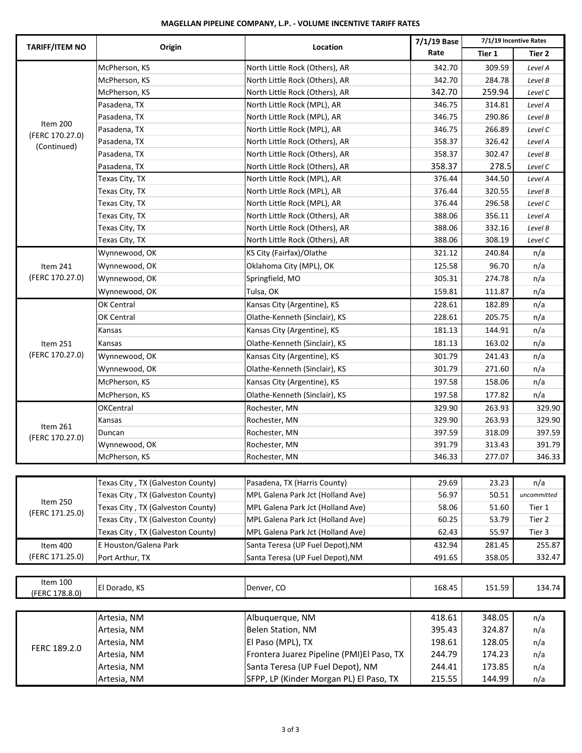**MAGELLAN PIPELINE COMPANY, L.P. - VOLUME INCENTIVE TARIFF RATES**

| TARIFF/ITEM NO | Origin | Location | 7/1/19 Base Rate | 7/1/19 Incentive Rates | |
|---|---|---|---|---|---|
| | | | | Tier 1 | Tier 2 |
| Item 200 (FERC 170.27.0) (Continued) | McPherson, KS | North Little Rock (Others), AR | 342.70 | 309.59 | *Level A* |
| | McPherson, KS | North Little Rock (Others), AR | 342.70 | 284.78 | *Level B* |
| | McPherson, KS | North Little Rock (Others), AR | 342.70 | 259.94 | *Level C* |
| | Pasadena, TX | North Little Rock (MPL), AR | 346.75 | 314.81 | *Level A* |
| | Pasadena, TX | North Little Rock (MPL), AR | 346.75 | 290.86 | *Level B* |
| | Pasadena, TX | North Little Rock (MPL), AR | 346.75 | 266.89 | *Level C* |
| | Pasadena, TX | North Little Rock (Others), AR | 358.37 | 326.42 | *Level A* |
| | Pasadena, TX | North Little Rock (Others), AR | 358.37 | 302.47 | *Level B* |
| | Pasadena, TX | North Little Rock (Others), AR | 358.37 | 278.5 | *Level C* |
| | Texas City, TX | North Little Rock (MPL), AR | 376.44 | 344.50 | *Level A* |
| | Texas City, TX | North Little Rock (MPL), AR | 376.44 | 320.55 | *Level B* |
| | Texas City, TX | North Little Rock (MPL), AR | 376.44 | 296.58 | *Level C* |
| | Texas City, TX | North Little Rock (Others), AR | 388.06 | 356.11 | *Level A* |
| | Texas City, TX | North Little Rock (Others), AR | 388.06 | 332.16 | *Level B* |
| | Texas City, TX | North Little Rock (Others), AR | 388.06 | 308.19 | *Level C* |
| Item 241 (FERC 170.27.0) | Wynnewood, OK | KS City (Fairfax)/Olathe | 321.12 | 240.84 | n/a |
| | Wynnewood, OK | Oklahoma City (MPL), OK | 125.58 | 96.70 | n/a |
| | Wynnewood, OK | Springfield, MO | 305.31 | 274.78 | n/a |
| | Wynnewood, OK | Tulsa, OK | 159.81 | 111.87 | n/a |
| Item 251 (FERC 170.27.0) | OK Central | Kansas City (Argentine), KS | 228.61 | 182.89 | n/a |
| | OK Central | Olathe-Kenneth (Sinclair), KS | 228.61 | 205.75 | n/a |
| | Kansas | Kansas City (Argentine), KS | 181.13 | 144.91 | n/a |
| | Kansas | Olathe-Kenneth (Sinclair), KS | 181.13 | 163.02 | n/a |
| | Wynnewood, OK | Kansas City (Argentine), KS | 301.79 | 241.43 | n/a |
| | Wynnewood, OK | Olathe-Kenneth (Sinclair), KS | 301.79 | 271.60 | n/a |
| | McPherson, KS | Kansas City (Argentine), KS | 197.58 | 158.06 | n/a |
| | McPherson, KS | Olathe-Kenneth (Sinclair), KS | 197.58 | 177.82 | n/a |
| Item 261 (FERC 170.27.0) | OKCentral | Rochester, MN | 329.90 | 263.93 | 329.90 |
| | Kansas | Rochester, MN | 329.90 | 263.93 | 329.90 |
| | Duncan | Rochester, MN | 397.59 | 318.09 | 397.59 |
| | Wynnewood, OK | Rochester, MN | 391.79 | 313.43 | 391.79 |
| | McPherson, KS | Rochester, MN | 346.33 | 277.07 | 346.33 |
| Item 250 (FERC 171.25.0) | Texas City , TX (Galveston County) | Pasadena, TX (Harris County) | 29.69 | 23.23 | n/a |
| | Texas City , TX (Galveston County) | MPL Galena Park Jct (Holland Ave) | 56.97 | 50.51 | *uncommitted* |
| | Texas City , TX (Galveston County) | MPL Galena Park Jct (Holland Ave) | 58.06 | 51.60 | Tier 1 |
| | Texas City , TX (Galveston County) | MPL Galena Park Jct (Holland Ave) | 60.25 | 53.79 | Tier 2 |
| | Texas City , TX (Galveston County) | MPL Galena Park Jct (Holland Ave) | 62.43 | 55.97 | Tier 3 |
| Item 400 (FERC 171.25.0) | E Houston/Galena Park | Santa Teresa (UP Fuel Depot),NM | 432.94 | 281.45 | 255.87 |
| | Port Arthur, TX | Santa Teresa (UP Fuel Depot),NM | 491.65 | 358.05 | 332.47 |
| Item 100 (FERC 178.8.0) | El Dorado, KS | Denver, CO | 168.45 | 151.59 | 134.74 |
| FERC 189.2.0 | Artesia, NM | Albuquerque, NM | 418.61 | 348.05 | n/a |
| | Artesia, NM | Belen Station, NM | 395.43 | 324.87 | n/a |
| | Artesia, NM | El Paso (MPL), TX | 198.61 | 128.05 | n/a |
| | Artesia, NM | Frontera Juarez Pipeline (PMI)El Paso, TX | 244.79 | 174.23 | n/a |
| | Artesia, NM | Santa Teresa (UP Fuel Depot), NM | 244.41 | 173.85 | n/a |
| | Artesia, NM | SFPP, LP (Kinder Morgan PL) El Paso, TX | 215.55 | 144.99 | n/a |